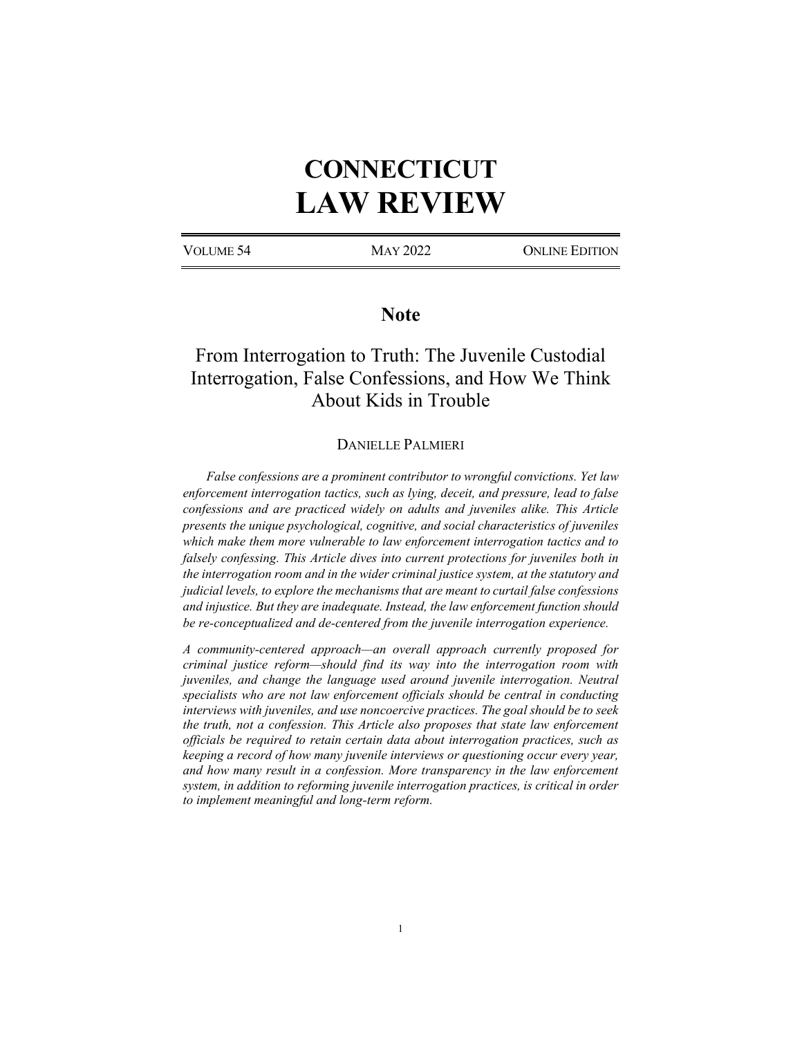# CONNECTICUT LAW REVIEW

VOLUME 54 | MAY 2022 | ONLINE EDITION

## Note

## From Interrogation to Truth: The Juvenile Custodial Interrogation, False Confessions, and How We Think About Kids in Trouble

DANIELLE PALMIERI

*False confessions are a prominent contributor to wrongful convictions. Yet law enforcement interrogation tactics, such as lying, deceit, and pressure, lead to false confessions and are practiced widely on adults and juveniles alike. This Article presents the unique psychological, cognitive, and social characteristics of juveniles which make them more vulnerable to law enforcement interrogation tactics and to falsely confessing. This Article dives into current protections for juveniles both in the interrogation room and in the wider criminal justice system, at the statutory and judicial levels, to explore the mechanisms that are meant to curtail false confessions and injustice. But they are inadequate. Instead, the law enforcement function should be re-conceptualized and de-centered from the juvenile interrogation experience.*

*A community-centered approach—an overall approach currently proposed for criminal justice reform—should find its way into the interrogation room with juveniles, and change the language used around juvenile interrogation. Neutral specialists who are not law enforcement officials should be central in conducting interviews with juveniles, and use noncoercive practices. The goal should be to seek the truth, not a confession. This Article also proposes that state law enforcement officials be required to retain certain data about interrogation practices, such as keeping a record of how many juvenile interviews or questioning occur every year, and how many result in a confession. More transparency in the law enforcement system, in addition to reforming juvenile interrogation practices, is critical in order to implement meaningful and long-term reform.*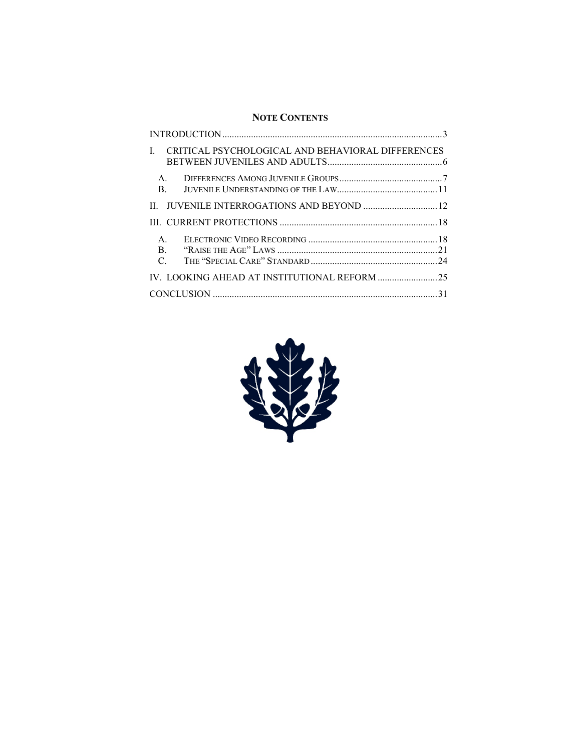## **NOTE CONTENTS**

INTRODUCTION ........................................................................................... 3

I. CRITICAL PSYCHOLOGICAL AND BEHAVIORAL DIFFERENCES BETWEEN JUVENILES AND ADULTS ................................................ 6

 A. DIFFERENCES AMONG JUVENILE GROUPS ........................................... 7

 B. JUVENILE UNDERSTANDING OF THE LAW .......................................... 11

II. JUVENILE INTERROGATIONS AND BEYOND ............................... 12

III. CURRENT PROTECTIONS .................................................................. 18

 A. ELECTRONIC VIDEO RECORDING ...................................................... 18

 B. "RAISE THE AGE" LAWS ................................................................... 21

 C. THE "SPECIAL CARE" STANDARD ..................................................... 24

IV. LOOKING AHEAD AT INSTITUTIONAL REFORM ......................... 25

CONCLUSION ............................................................................................. 31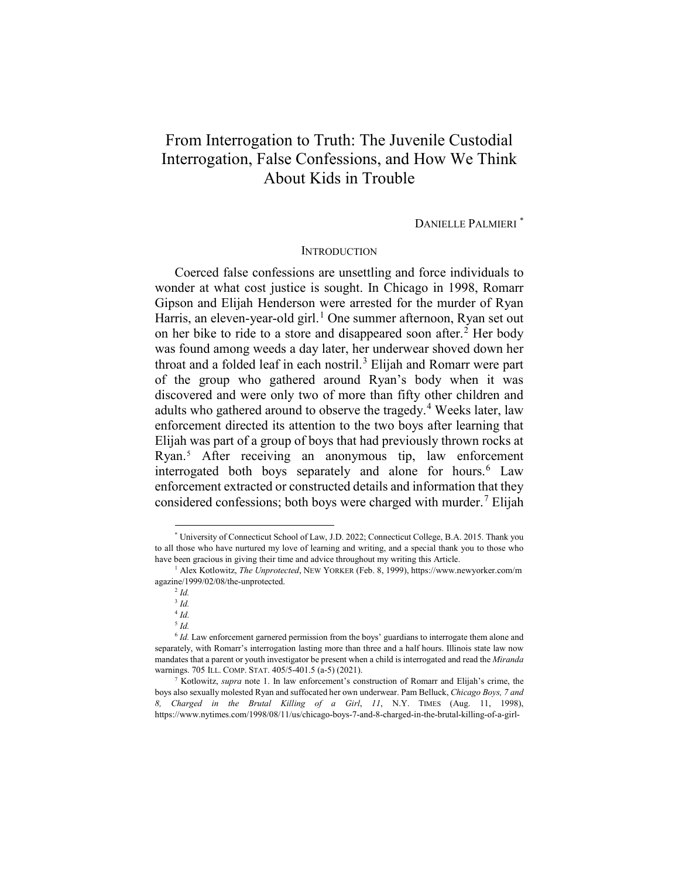# From Interrogation to Truth: The Juvenile Custodial Interrogation, False Confessions, and How We Think About Kids in Trouble

DANIELLE PALMIERI [*]

## INTRODUCTION

Coerced false confessions are unsettling and force individuals to wonder at what cost justice is sought. In Chicago in 1998, Romarr Gipson and Elijah Henderson were arrested for the murder of Ryan Harris, an eleven-year-old girl.[1] One summer afternoon, Ryan set out on her bike to ride to a store and disappeared soon after.[2] Her body was found among weeds a day later, her underwear shoved down her throat and a folded leaf in each nostril.[3] Elijah and Romarr were part of the group who gathered around Ryan's body when it was discovered and were only two of more than fifty other children and adults who gathered around to observe the tragedy.[4] Weeks later, law enforcement directed its attention to the two boys after learning that Elijah was part of a group of boys that had previously thrown rocks at Ryan.[5] After receiving an anonymous tip, law enforcement interrogated both boys separately and alone for hours.[6] Law enforcement extracted or constructed details and information that they considered confessions; both boys were charged with murder.[7] Elijah

---

[*] University of Connecticut School of Law, J.D. 2022; Connecticut College, B.A. 2015. Thank you to all those who have nurtured my love of learning and writing, and a special thank you to those who have been gracious in giving their time and advice throughout my writing this Article.

[1] Alex Kotlowitz, *The Unprotected*, NEW YORKER (Feb. 8, 1999), https://www.newyorker.com/magazine/1999/02/08/the-unprotected.

[2] *Id.*

[3] *Id.*

[4] *Id.*

[5] *Id.*

[6] *Id.* Law enforcement garnered permission from the boys' guardians to interrogate them alone and separately, with Romarr's interrogation lasting more than three and a half hours. Illinois state law now mandates that a parent or youth investigator be present when a child is interrogated and read the *Miranda* warnings. 705 ILL. COMP. STAT. 405/5-401.5 (a-5) (2021).

[7] Kotlowitz, *supra* note 1. In law enforcement's construction of Romarr and Elijah's crime, the boys also sexually molested Ryan and suffocated her own underwear. Pam Belluck, *Chicago Boys, 7 and 8, Charged in the Brutal Killing of a Girl, 11*, N.Y. TIMES (Aug. 11, 1998), https://www.nytimes.com/1998/08/11/us/chicago-boys-7-and-8-charged-in-the-brutal-killing-of-a-girl-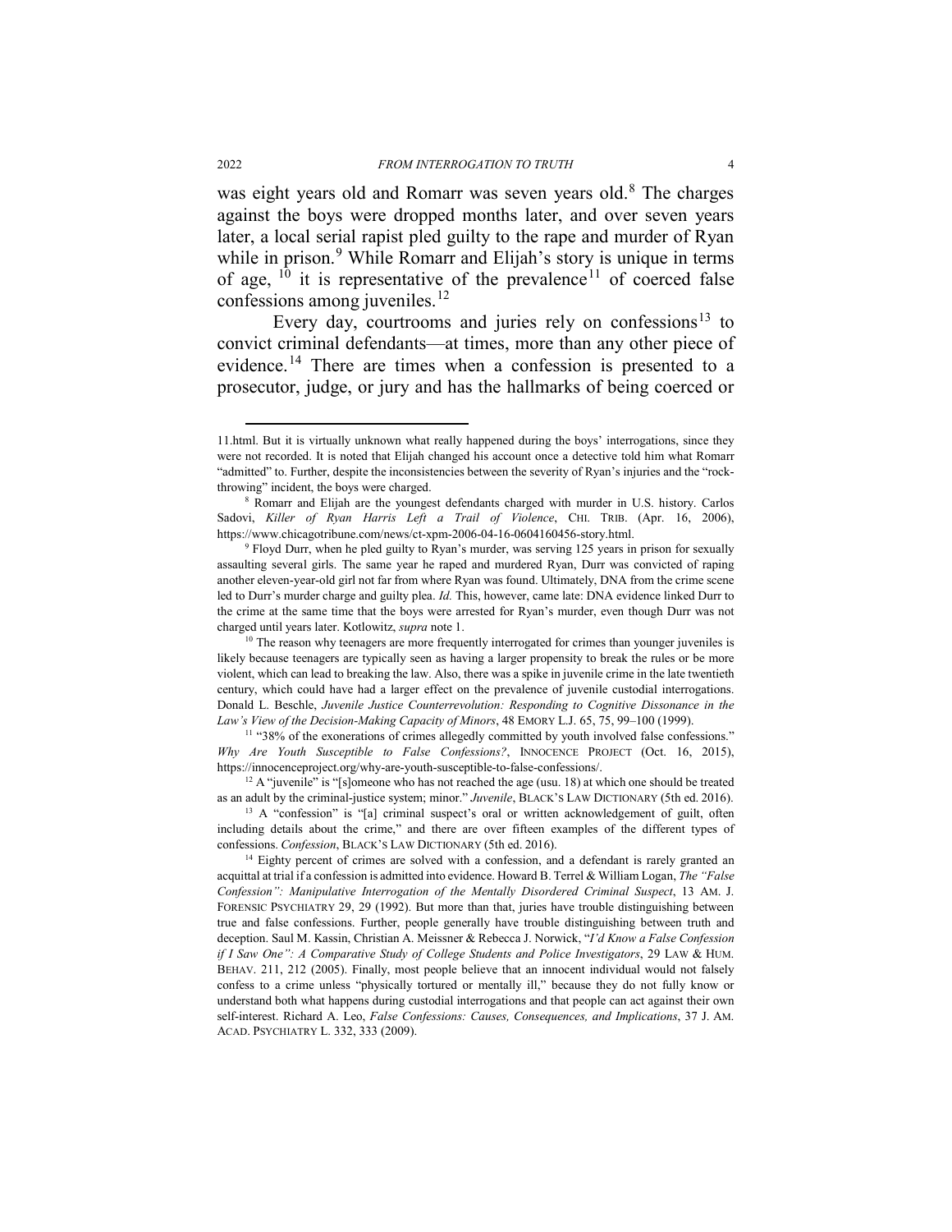was eight years old and Romarr was seven years old.[8] The charges against the boys were dropped months later, and over seven years later, a local serial rapist pled guilty to the rape and murder of Ryan while in prison.[9] While Romarr and Elijah's story is unique in terms of age, [10] it is representative of the prevalence[11] of coerced false confessions among juveniles.[12]

Every day, courtrooms and juries rely on confessions[13] to convict criminal defendants—at times, more than any other piece of evidence.[14] There are times when a confession is presented to a prosecutor, judge, or jury and has the hallmarks of being coerced or

---

11.html. But it is virtually unknown what really happened during the boys' interrogations, since they were not recorded. It is noted that Elijah changed his account once a detective told him what Romarr "admitted" to. Further, despite the inconsistencies between the severity of Ryan's injuries and the "rock-throwing" incident, the boys were charged.

[8] Romarr and Elijah are the youngest defendants charged with murder in U.S. history. Carlos Sadovi, *Killer of Ryan Harris Left a Trail of Violence*, CHI. TRIB. (Apr. 16, 2006), https://www.chicagotribune.com/news/ct-xpm-2006-04-16-0604160456-story.html.

[9] Floyd Durr, when he pled guilty to Ryan's murder, was serving 125 years in prison for sexually assaulting several girls. The same year he raped and murdered Ryan, Durr was convicted of raping another eleven-year-old girl not far from where Ryan was found. Ultimately, DNA from the crime scene led to Durr's murder charge and guilty plea. *Id.* This, however, came late: DNA evidence linked Durr to the crime at the same time that the boys were arrested for Ryan's murder, even though Durr was not charged until years later. Kotlowitz, *supra* note 1.

[10] The reason why teenagers are more frequently interrogated for crimes than younger juveniles is likely because teenagers are typically seen as having a larger propensity to break the rules or be more violent, which can lead to breaking the law. Also, there was a spike in juvenile crime in the late twentieth century, which could have had a larger effect on the prevalence of juvenile custodial interrogations. Donald L. Beschle, *Juvenile Justice Counterrevolution: Responding to Cognitive Dissonance in the Law's View of the Decision-Making Capacity of Minors*, 48 EMORY L.J. 65, 75, 99–100 (1999).

[11] "38% of the exonerations of crimes allegedly committed by youth involved false confessions." *Why Are Youth Susceptible to False Confessions?*, INNOCENCE PROJECT (Oct. 16, 2015), https://innocenceproject.org/why-are-youth-susceptible-to-false-confessions/.

[12] A "juvenile" is "[s]omeone who has not reached the age (usu. 18) at which one should be treated as an adult by the criminal-justice system; minor." *Juvenile*, BLACK'S LAW DICTIONARY (5th ed. 2016).

[13] A "confession" is "[a] criminal suspect's oral or written acknowledgement of guilt, often including details about the crime," and there are over fifteen examples of the different types of confessions. *Confession*, BLACK'S LAW DICTIONARY (5th ed. 2016).

[14] Eighty percent of crimes are solved with a confession, and a defendant is rarely granted an acquittal at trial if a confession is admitted into evidence. Howard B. Terrel & William Logan, *The "False Confession": Manipulative Interrogation of the Mentally Disordered Criminal Suspect*, 13 AM. J. FORENSIC PSYCHIATRY 29, 29 (1992). But more than that, juries have trouble distinguishing between true and false confessions. Further, people generally have trouble distinguishing between truth and deception. Saul M. Kassin, Christian A. Meissner & Rebecca J. Norwick, "*I'd Know a False Confession if I Saw One": A Comparative Study of College Students and Police Investigators*, 29 LAW & HUM. BEHAV. 211, 212 (2005). Finally, most people believe that an innocent individual would not falsely confess to a crime unless "physically tortured or mentally ill," because they do not fully know or understand both what happens during custodial interrogations and that people can act against their own self-interest. Richard A. Leo, *False Confessions: Causes, Consequences, and Implications*, 37 J. AM. ACAD. PSYCHIATRY L. 332, 333 (2009).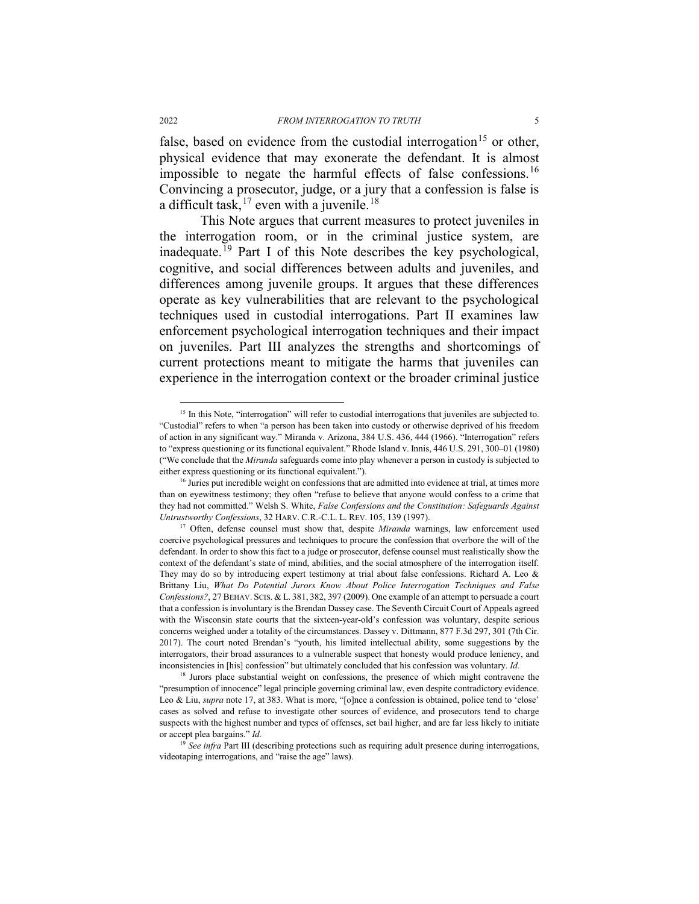false, based on evidence from the custodial interrogation[15] or other, physical evidence that may exonerate the defendant. It is almost impossible to negate the harmful effects of false confessions.[16] Convincing a prosecutor, judge, or a jury that a confession is false is a difficult task,[17] even with a juvenile.[18]

This Note argues that current measures to protect juveniles in the interrogation room, or in the criminal justice system, are inadequate.[19] Part I of this Note describes the key psychological, cognitive, and social differences between adults and juveniles, and differences among juvenile groups. It argues that these differences operate as key vulnerabilities that are relevant to the psychological techniques used in custodial interrogations. Part II examines law enforcement psychological interrogation techniques and their impact on juveniles. Part III analyzes the strengths and shortcomings of current protections meant to mitigate the harms that juveniles can experience in the interrogation context or the broader criminal justice

---

[15] In this Note, "interrogation" will refer to custodial interrogations that juveniles are subjected to. "Custodial" refers to when "a person has been taken into custody or otherwise deprived of his freedom of action in any significant way." Miranda v. Arizona, 384 U.S. 436, 444 (1966). "Interrogation" refers to "express questioning or its functional equivalent." Rhode Island v. Innis, 446 U.S. 291, 300–01 (1980) ("We conclude that the *Miranda* safeguards come into play whenever a person in custody is subjected to either express questioning or its functional equivalent.").

[16] Juries put incredible weight on confessions that are admitted into evidence at trial, at times more than on eyewitness testimony; they often "refuse to believe that anyone would confess to a crime that they had not committed." Welsh S. White, *False Confessions and the Constitution: Safeguards Against Untrustworthy Confessions*, 32 HARV. C.R.-C.L. L. REV. 105, 139 (1997).

[17] Often, defense counsel must show that, despite *Miranda* warnings, law enforcement used coercive psychological pressures and techniques to procure the confession that overbore the will of the defendant. In order to show this fact to a judge or prosecutor, defense counsel must realistically show the context of the defendant's state of mind, abilities, and the social atmosphere of the interrogation itself. They may do so by introducing expert testimony at trial about false confessions. Richard A. Leo & Brittany Liu, *What Do Potential Jurors Know About Police Interrogation Techniques and False Confessions?*, 27 BEHAV. SCIS. & L. 381, 382, 397 (2009). One example of an attempt to persuade a court that a confession is involuntary is the Brendan Dassey case. The Seventh Circuit Court of Appeals agreed with the Wisconsin state courts that the sixteen-year-old's confession was voluntary, despite serious concerns weighed under a totality of the circumstances. Dassey v. Dittmann, 877 F.3d 297, 301 (7th Cir. 2017). The court noted Brendan's "youth, his limited intellectual ability, some suggestions by the interrogators, their broad assurances to a vulnerable suspect that honesty would produce leniency, and inconsistencies in [his] confession" but ultimately concluded that his confession was voluntary. *Id.*

[18] Jurors place substantial weight on confessions, the presence of which might contravene the "presumption of innocence" legal principle governing criminal law, even despite contradictory evidence. Leo & Liu, *supra* note 17, at 383. What is more, "[o]nce a confession is obtained, police tend to 'close' cases as solved and refuse to investigate other sources of evidence, and prosecutors tend to charge suspects with the highest number and types of offenses, set bail higher, and are far less likely to initiate or accept plea bargains." *Id.*

[19] *See infra* Part III (describing protections such as requiring adult presence during interrogations, videotaping interrogations, and "raise the age" laws).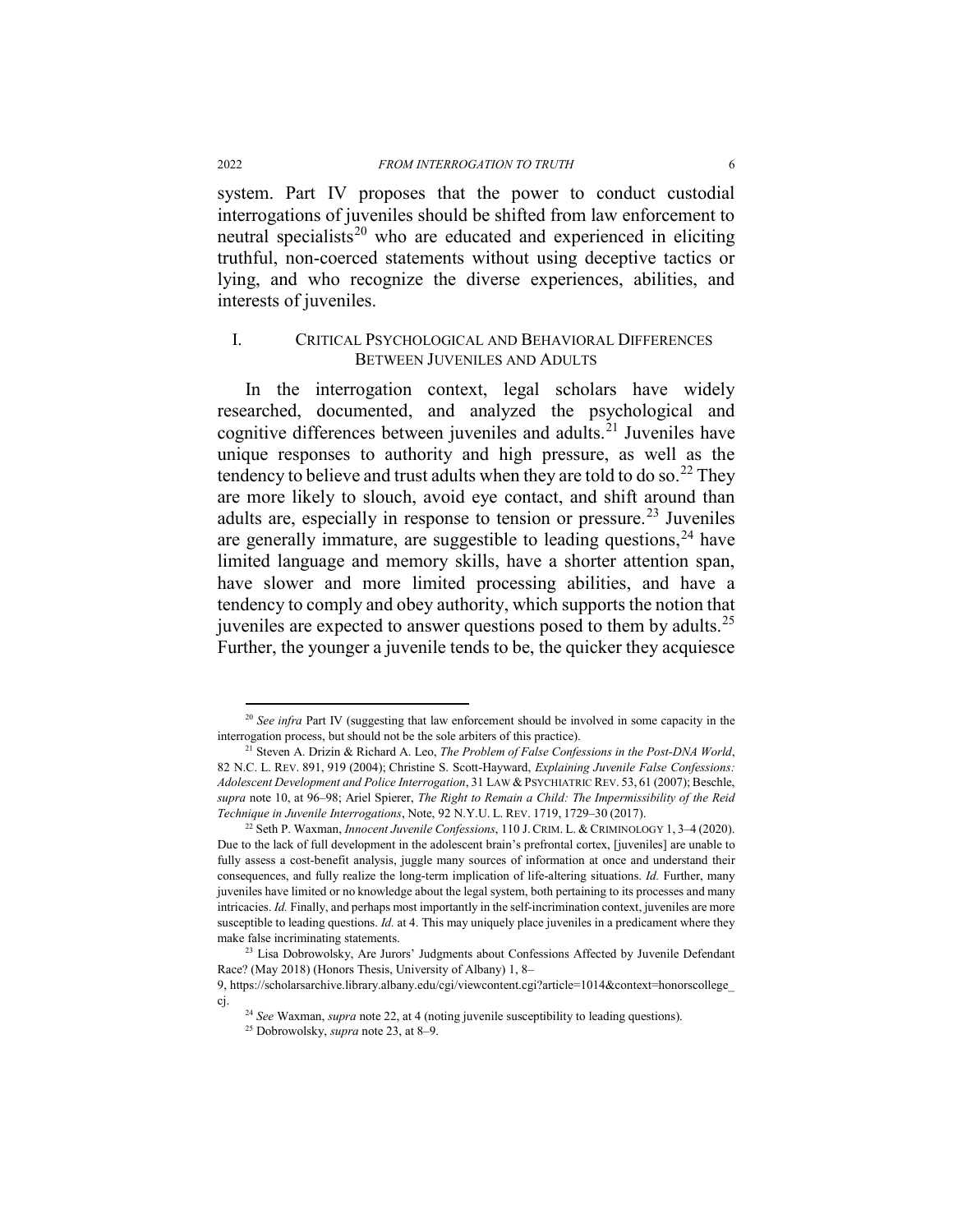system. Part IV proposes that the power to conduct custodial interrogations of juveniles should be shifted from law enforcement to neutral specialists[20] who are educated and experienced in eliciting truthful, non-coerced statements without using deceptive tactics or lying, and who recognize the diverse experiences, abilities, and interests of juveniles.

## I. CRITICAL PSYCHOLOGICAL AND BEHAVIORAL DIFFERENCES BETWEEN JUVENILES AND ADULTS

In the interrogation context, legal scholars have widely researched, documented, and analyzed the psychological and cognitive differences between juveniles and adults.[21] Juveniles have unique responses to authority and high pressure, as well as the tendency to believe and trust adults when they are told to do so.[22] They are more likely to slouch, avoid eye contact, and shift around than adults are, especially in response to tension or pressure.[23] Juveniles are generally immature, are suggestible to leading questions,[24] have limited language and memory skills, have a shorter attention span, have slower and more limited processing abilities, and have a tendency to comply and obey authority, which supports the notion that juveniles are expected to answer questions posed to them by adults.[25] Further, the younger a juvenile tends to be, the quicker they acquiesce

---

[20] *See infra* Part IV (suggesting that law enforcement should be involved in some capacity in the interrogation process, but should not be the sole arbiters of this practice).

[21] Steven A. Drizin & Richard A. Leo, *The Problem of False Confessions in the Post-DNA World*, 82 N.C. L. REV. 891, 919 (2004); Christine S. Scott-Hayward, *Explaining Juvenile False Confessions: Adolescent Development and Police Interrogation*, 31 LAW & PSYCHIATRIC REV. 53, 61 (2007); Beschle, *supra* note 10, at 96–98; Ariel Spierer, *The Right to Remain a Child: The Impermissibility of the Reid Technique in Juvenile Interrogations*, Note, 92 N.Y.U. L. REV. 1719, 1729–30 (2017).

[22] Seth P. Waxman, *Innocent Juvenile Confessions*, 110 J. CRIM. L. & CRIMINOLOGY 1, 3–4 (2020). Due to the lack of full development in the adolescent brain's prefrontal cortex, [juveniles] are unable to fully assess a cost-benefit analysis, juggle many sources of information at once and understand their consequences, and fully realize the long-term implication of life-altering situations. *Id.* Further, many juveniles have limited or no knowledge about the legal system, both pertaining to its processes and many intricacies. *Id.* Finally, and perhaps most importantly in the self-incrimination context, juveniles are more susceptible to leading questions. *Id.* at 4. This may uniquely place juveniles in a predicament where they make false incriminating statements.

[23] Lisa Dobrowolsky, Are Jurors' Judgments about Confessions Affected by Juvenile Defendant Race? (May 2018) (Honors Thesis, University of Albany) 1, 8–9, https://scholarsarchive.library.albany.edu/cgi/viewcontent.cgi?article=1014&context=honorscollege_cj.

[24] *See* Waxman, *supra* note 22, at 4 (noting juvenile susceptibility to leading questions).

[25] Dobrowolsky, *supra* note 23, at 8–9.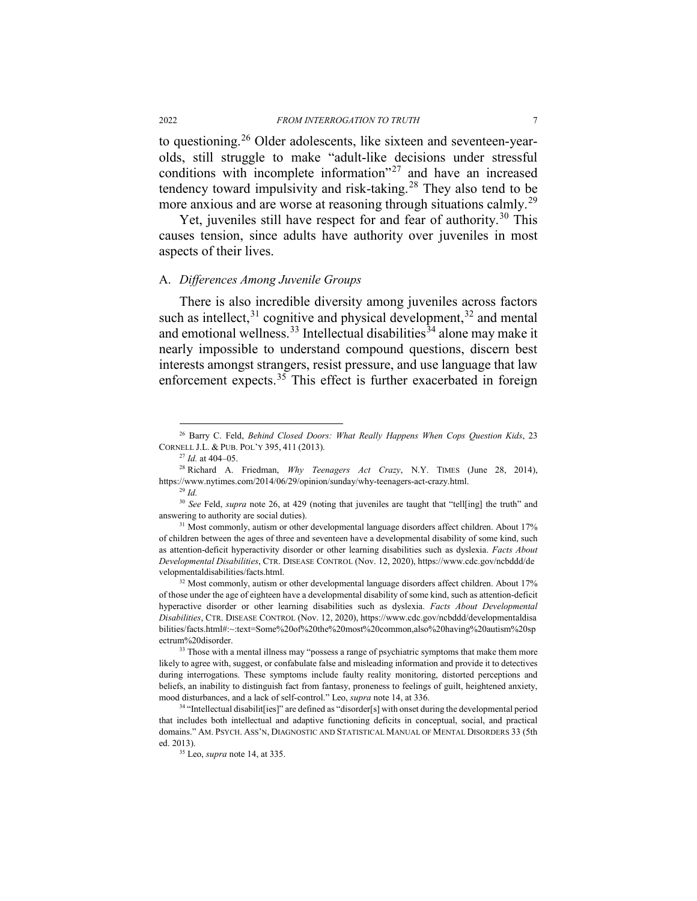to questioning.[26] Older adolescents, like sixteen and seventeen-year-olds, still struggle to make "adult-like decisions under stressful conditions with incomplete information"[27] and have an increased tendency toward impulsivity and risk-taking.[28] They also tend to be more anxious and are worse at reasoning through situations calmly.[29]

Yet, juveniles still have respect for and fear of authority.[30] This causes tension, since adults have authority over juveniles in most aspects of their lives.

### A. *Differences Among Juvenile Groups*

There is also incredible diversity among juveniles across factors such as intellect,[31] cognitive and physical development,[32] and mental and emotional wellness.[33] Intellectual disabilities[34] alone may make it nearly impossible to understand compound questions, discern best interests amongst strangers, resist pressure, and use language that law enforcement expects.[35] This effect is further exacerbated in foreign

---

[26] Barry C. Feld, *Behind Closed Doors: What Really Happens When Cops Question Kids*, 23 CORNELL J.L. & PUB. POL'Y 395, 411 (2013).

[27] *Id.* at 404–05.

[28] Richard A. Friedman, *Why Teenagers Act Crazy*, N.Y. TIMES (June 28, 2014), https://www.nytimes.com/2014/06/29/opinion/sunday/why-teenagers-act-crazy.html.

[29] *Id.*

[30] *See* Feld, *supra* note 26, at 429 (noting that juveniles are taught that "tell[ing] the truth" and answering to authority are social duties).

[31] Most commonly, autism or other developmental language disorders affect children. About 17% of children between the ages of three and seventeen have a developmental disability of some kind, such as attention-deficit hyperactivity disorder or other learning disabilities such as dyslexia. *Facts About Developmental Disabilities*, CTR. DISEASE CONTROL (Nov. 12, 2020), https://www.cdc.gov/ncbddd/developmentaldisabilities/facts.html.

[32] Most commonly, autism or other developmental language disorders affect children. About 17% of those under the age of eighteen have a developmental disability of some kind, such as attention-deficit hyperactive disorder or other learning disabilities such as dyslexia. *Facts About Developmental Disabilities*, CTR. DISEASE CONTROL (Nov. 12, 2020), https://www.cdc.gov/ncbddd/developmentaldisabilities/facts.html#:~:text=Some%20of%20the%20most%20common,also%20having%20autism%20spectrum%20disorder.

[33] Those with a mental illness may "possess a range of psychiatric symptoms that make them more likely to agree with, suggest, or confabulate false and misleading information and provide it to detectives during interrogations. These symptoms include faulty reality monitoring, distorted perceptions and beliefs, an inability to distinguish fact from fantasy, proneness to feelings of guilt, heightened anxiety, mood disturbances, and a lack of self-control." Leo, *supra* note 14, at 336.

[34] "Intellectual disabilit[ies]" are defined as "disorder[s] with onset during the developmental period that includes both intellectual and adaptive functioning deficits in conceptual, social, and practical domains." AM. PSYCH. ASS'N, DIAGNOSTIC AND STATISTICAL MANUAL OF MENTAL DISORDERS 33 (5th ed. 2013).

[35] Leo, *supra* note 14, at 335.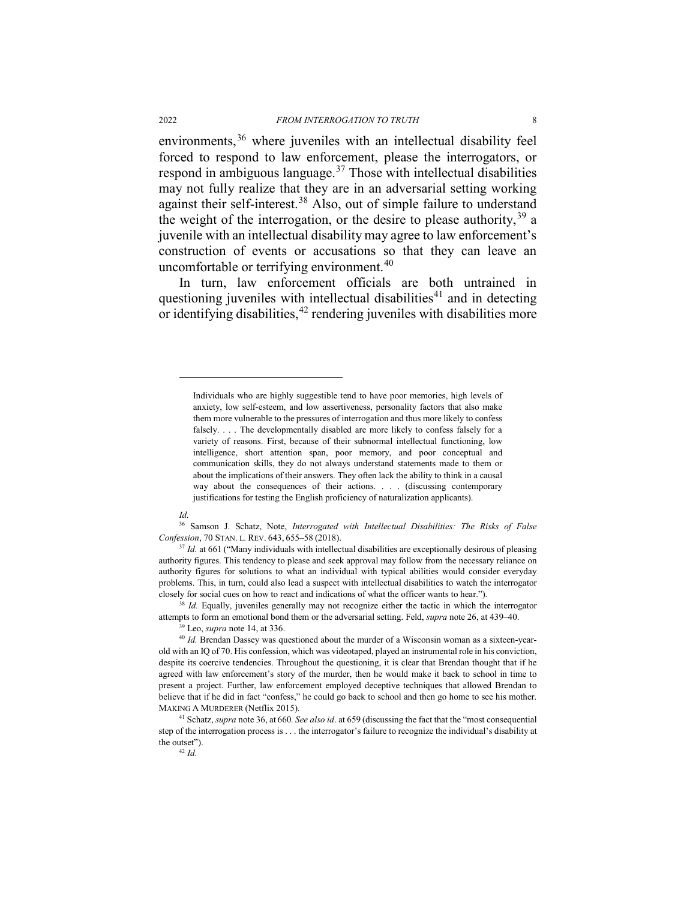environments,[36] where juveniles with an intellectual disability feel forced to respond to law enforcement, please the interrogators, or respond in ambiguous language.[37] Those with intellectual disabilities may not fully realize that they are in an adversarial setting working against their self-interest.[38] Also, out of simple failure to understand the weight of the interrogation, or the desire to please authority,[39] a juvenile with an intellectual disability may agree to law enforcement's construction of events or accusations so that they can leave an uncomfortable or terrifying environment.[40]

In turn, law enforcement officials are both untrained in questioning juveniles with intellectual disabilities[41] and in detecting or identifying disabilities,[42] rendering juveniles with disabilities more

---

> Individuals who are highly suggestible tend to have poor memories, high levels of anxiety, low self-esteem, and low assertiveness, personality factors that also make them more vulnerable to the pressures of interrogation and thus more likely to confess falsely. . . . The developmentally disabled are more likely to confess falsely for a variety of reasons. First, because of their subnormal intellectual functioning, low intelligence, short attention span, poor memory, and poor conceptual and communication skills, they do not always understand statements made to them or about the implications of their answers. They often lack the ability to think in a causal way about the consequences of their actions. . . . (discussing contemporary justifications for testing the English proficiency of naturalization applicants).

*Id.*

[36] Samson J. Schatz, Note, *Interrogated with Intellectual Disabilities: The Risks of False Confession*, 70 STAN. L. REV. 643, 655–58 (2018).

[37] *Id.* at 661 ("Many individuals with intellectual disabilities are exceptionally desirous of pleasing authority figures. This tendency to please and seek approval may follow from the necessary reliance on authority figures for solutions to what an individual with typical abilities would consider everyday problems. This, in turn, could also lead a suspect with intellectual disabilities to watch the interrogator closely for social cues on how to react and indications of what the officer wants to hear.").

[38] *Id.* Equally, juveniles generally may not recognize either the tactic in which the interrogator attempts to form an emotional bond them or the adversarial setting. Feld, *supra* note 26, at 439–40.

[39] Leo, *supra* note 14, at 336.

[40] *Id.* Brendan Dassey was questioned about the murder of a Wisconsin woman as a sixteen-year-old with an IQ of 70. His confession, which was videotaped, played an instrumental role in his conviction, despite its coercive tendencies. Throughout the questioning, it is clear that Brendan thought that if he agreed with law enforcement's story of the murder, then he would make it back to school in time to present a project. Further, law enforcement employed deceptive techniques that allowed Brendan to believe that if he did in fact "confess," he could go back to school and then go home to see his mother. MAKING A MURDERER (Netflix 2015).

[41] Schatz, *supra* note 36, at 660. *See also id*. at 659 (discussing the fact that the "most consequential step of the interrogation process is . . . the interrogator's failure to recognize the individual's disability at the outset").

[42] *Id.*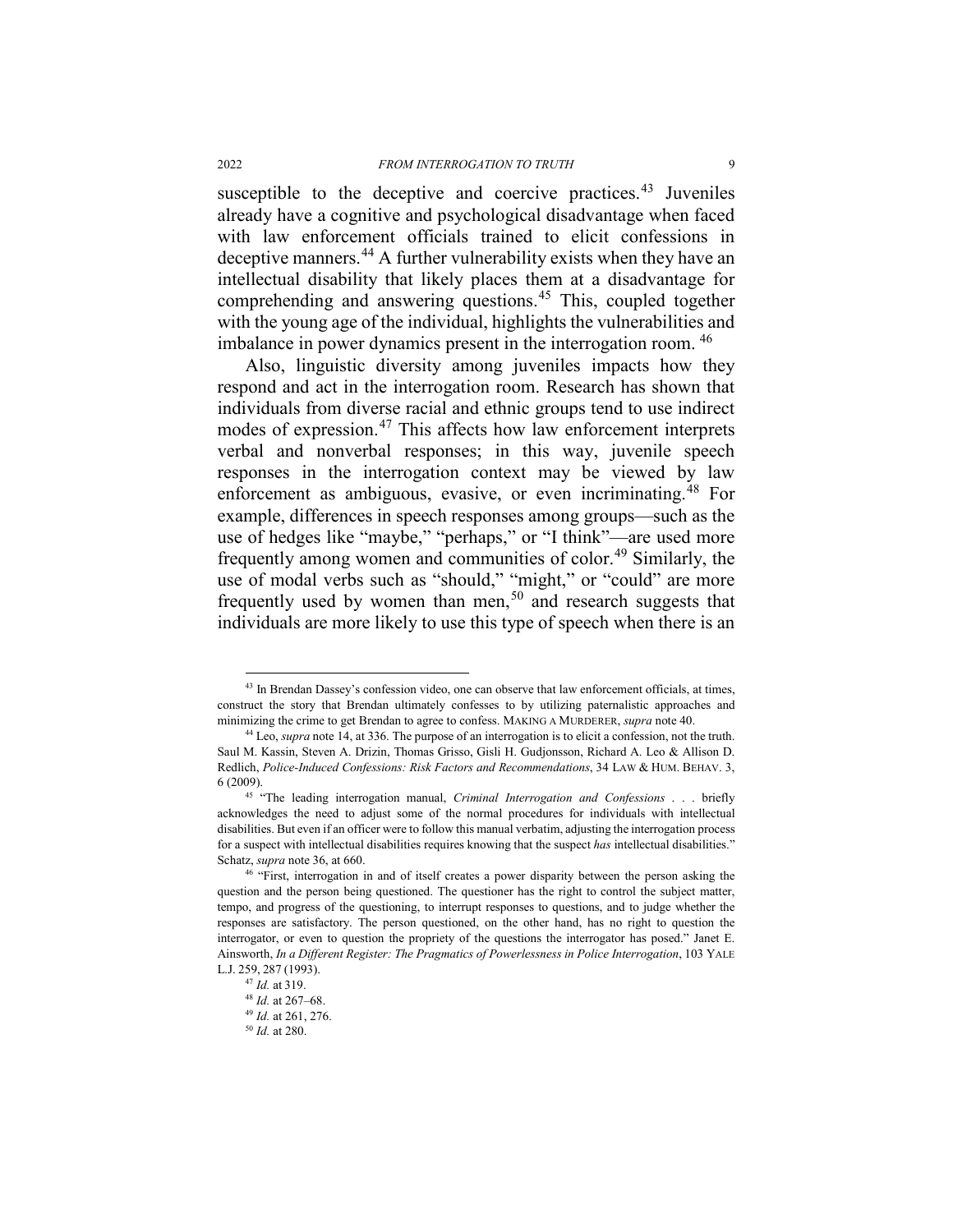susceptible to the deceptive and coercive practices.[43] Juveniles already have a cognitive and psychological disadvantage when faced with law enforcement officials trained to elicit confessions in deceptive manners.[44] A further vulnerability exists when they have an intellectual disability that likely places them at a disadvantage for comprehending and answering questions.[45] This, coupled together with the young age of the individual, highlights the vulnerabilities and imbalance in power dynamics present in the interrogation room.[46]

Also, linguistic diversity among juveniles impacts how they respond and act in the interrogation room. Research has shown that individuals from diverse racial and ethnic groups tend to use indirect modes of expression.[47] This affects how law enforcement interprets verbal and nonverbal responses; in this way, juvenile speech responses in the interrogation context may be viewed by law enforcement as ambiguous, evasive, or even incriminating.[48] For example, differences in speech responses among groups—such as the use of hedges like "maybe," "perhaps," or "I think"—are used more frequently among women and communities of color.[49] Similarly, the use of modal verbs such as "should," "might," or "could" are more frequently used by women than men,[50] and research suggests that individuals are more likely to use this type of speech when there is an

---

[43] In Brendan Dassey's confession video, one can observe that law enforcement officials, at times, construct the story that Brendan ultimately confesses to by utilizing paternalistic approaches and minimizing the crime to get Brendan to agree to confess. MAKING A MURDERER, *supra* note 40.

[44] Leo, *supra* note 14, at 336. The purpose of an interrogation is to elicit a confession, not the truth. Saul M. Kassin, Steven A. Drizin, Thomas Grisso, Gisli H. Gudjonsson, Richard A. Leo & Allison D. Redlich, *Police-Induced Confessions: Risk Factors and Recommendations*, 34 LAW & HUM. BEHAV. 3, 6 (2009).

[45] "The leading interrogation manual, *Criminal Interrogation and Confessions* . . . briefly acknowledges the need to adjust some of the normal procedures for individuals with intellectual disabilities. But even if an officer were to follow this manual verbatim, adjusting the interrogation process for a suspect with intellectual disabilities requires knowing that the suspect *has* intellectual disabilities." Schatz, *supra* note 36, at 660.

[46] "First, interrogation in and of itself creates a power disparity between the person asking the question and the person being questioned. The questioner has the right to control the subject matter, tempo, and progress of the questioning, to interrupt responses to questions, and to judge whether the responses are satisfactory. The person questioned, on the other hand, has no right to question the interrogator, or even to question the propriety of the questions the interrogator has posed." Janet E. Ainsworth, *In a Different Register: The Pragmatics of Powerlessness in Police Interrogation*, 103 YALE L.J. 259, 287 (1993).

[47] *Id.* at 319.

[48] *Id.* at 267–68.

[49] *Id.* at 261, 276.

[50] *Id.* at 280.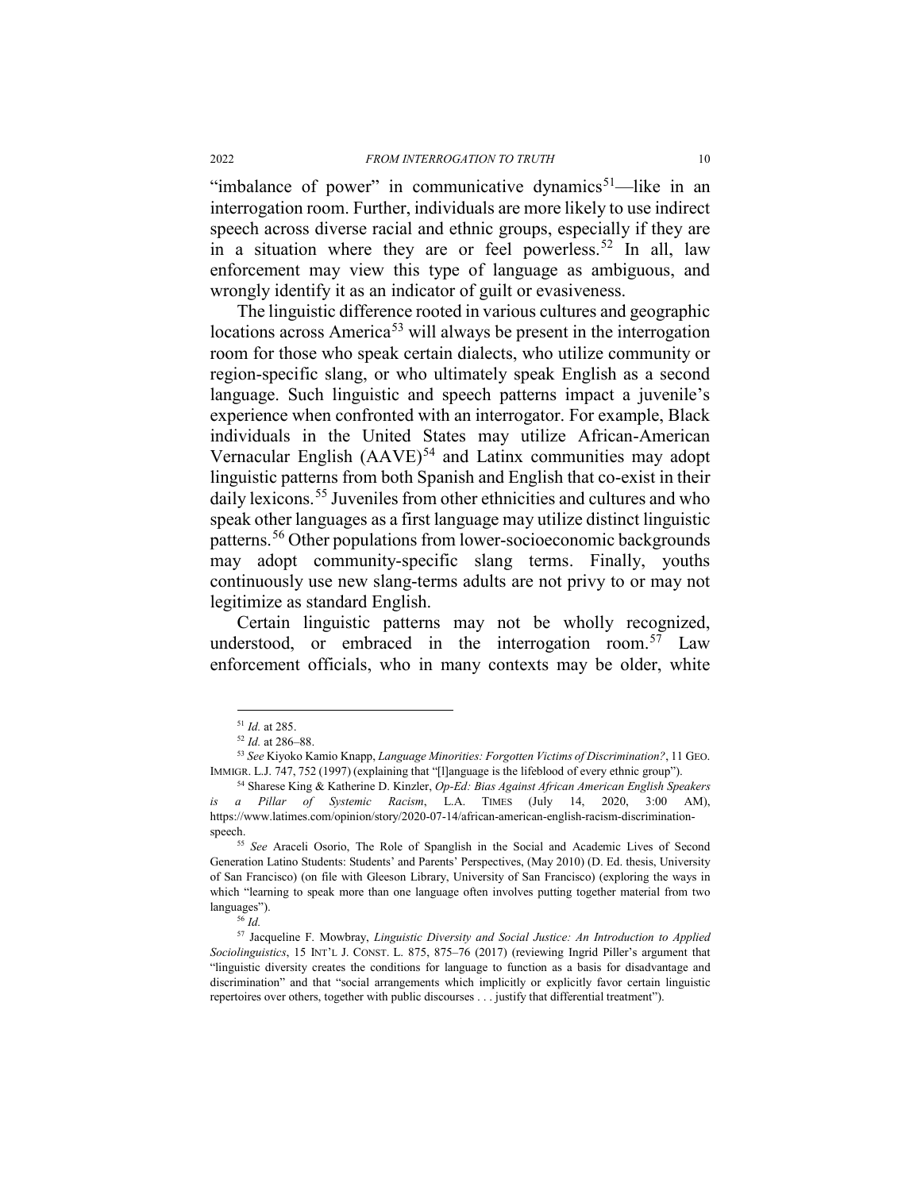"imbalance of power" in communicative dynamics[51]—like in an interrogation room. Further, individuals are more likely to use indirect speech across diverse racial and ethnic groups, especially if they are in a situation where they are or feel powerless.[52] In all, law enforcement may view this type of language as ambiguous, and wrongly identify it as an indicator of guilt or evasiveness.

The linguistic difference rooted in various cultures and geographic locations across America[53] will always be present in the interrogation room for those who speak certain dialects, who utilize community or region-specific slang, or who ultimately speak English as a second language. Such linguistic and speech patterns impact a juvenile's experience when confronted with an interrogator. For example, Black individuals in the United States may utilize African-American Vernacular English (AAVE)[54] and Latinx communities may adopt linguistic patterns from both Spanish and English that co-exist in their daily lexicons.[55] Juveniles from other ethnicities and cultures and who speak other languages as a first language may utilize distinct linguistic patterns.[56] Other populations from lower-socioeconomic backgrounds may adopt community-specific slang terms. Finally, youths continuously use new slang-terms adults are not privy to or may not legitimize as standard English.

Certain linguistic patterns may not be wholly recognized, understood, or embraced in the interrogation room.[57] Law enforcement officials, who in many contexts may be older, white

---

[51] *Id.* at 285.

[52] *Id.* at 286–88.

[53] *See* Kiyoko Kamio Knapp, *Language Minorities: Forgotten Victims of Discrimination?*, 11 GEO. IMMIGR. L.J. 747, 752 (1997) (explaining that "[l]anguage is the lifeblood of every ethnic group").

[54] Sharese King & Katherine D. Kinzler, *Op-Ed: Bias Against African American English Speakers is a Pillar of Systemic Racism*, L.A. TIMES (July 14, 2020, 3:00 AM), https://www.latimes.com/opinion/story/2020-07-14/african-american-english-racism-discrimination-speech.

[55] *See* Araceli Osorio, The Role of Spanglish in the Social and Academic Lives of Second Generation Latino Students: Students' and Parents' Perspectives, (May 2010) (D. Ed. thesis, University of San Francisco) (on file with Gleeson Library, University of San Francisco) (exploring the ways in which "learning to speak more than one language often involves putting together material from two languages").

[56] *Id.*

[57] Jacqueline F. Mowbray, *Linguistic Diversity and Social Justice: An Introduction to Applied Sociolinguistics*, 15 INT'L J. CONST. L. 875, 875–76 (2017) (reviewing Ingrid Piller's argument that "linguistic diversity creates the conditions for language to function as a basis for disadvantage and discrimination" and that "social arrangements which implicitly or explicitly favor certain linguistic repertoires over others, together with public discourses . . . justify that differential treatment").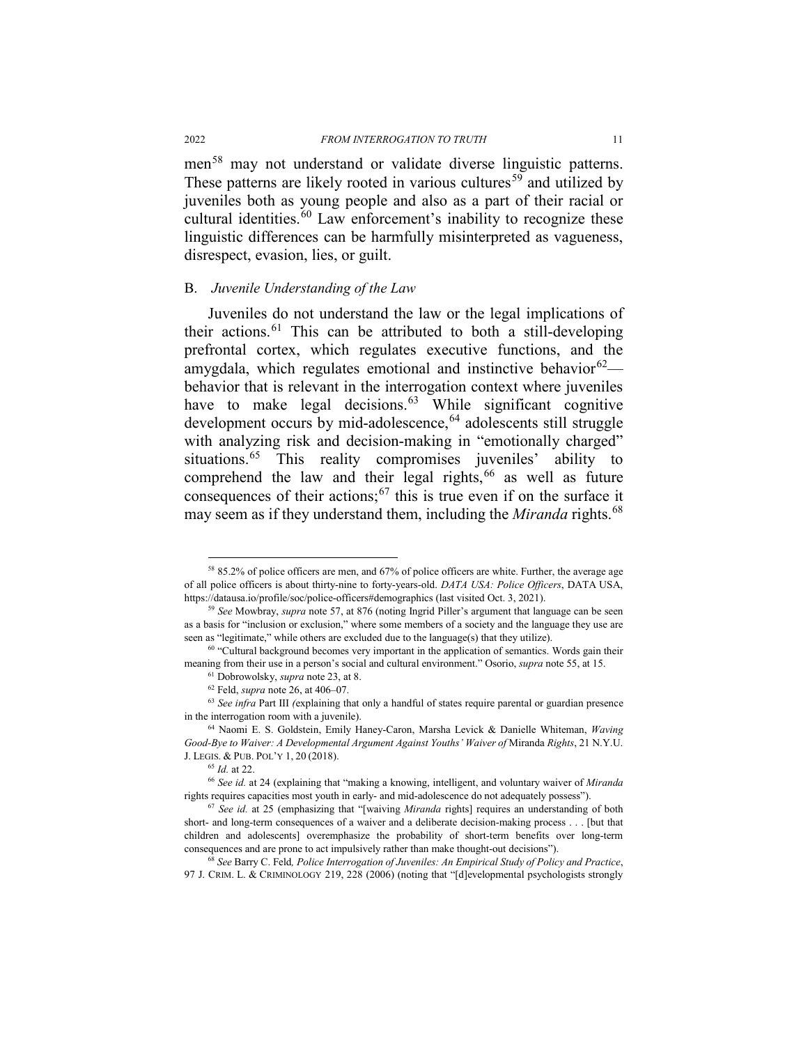men[58] may not understand or validate diverse linguistic patterns. These patterns are likely rooted in various cultures[59] and utilized by juveniles both as young people and also as a part of their racial or cultural identities.[60] Law enforcement's inability to recognize these linguistic differences can be harmfully misinterpreted as vagueness, disrespect, evasion, lies, or guilt.

## B. *Juvenile Understanding of the Law*

Juveniles do not understand the law or the legal implications of their actions.[61] This can be attributed to both a still-developing prefrontal cortex, which regulates executive functions, and the amygdala, which regulates emotional and instinctive behavior[62]—behavior that is relevant in the interrogation context where juveniles have to make legal decisions.[63] While significant cognitive development occurs by mid-adolescence,[64] adolescents still struggle with analyzing risk and decision-making in "emotionally charged" situations.[65] This reality compromises juveniles' ability to comprehend the law and their legal rights,[66] as well as future consequences of their actions;[67] this is true even if on the surface it may seem as if they understand them, including the *Miranda* rights.[68]

---

[58] 85.2% of police officers are men, and 67% of police officers are white. Further, the average age of all police officers is about thirty-nine to forty-years-old. *DATA USA: Police Officers*, DATA USA, https://datausa.io/profile/soc/police-officers#demographics (last visited Oct. 3, 2021).

[59] *See* Mowbray, *supra* note 57, at 876 (noting Ingrid Piller's argument that language can be seen as a basis for "inclusion or exclusion," where some members of a society and the language they use are seen as "legitimate," while others are excluded due to the language(s) that they utilize).

[60] "Cultural background becomes very important in the application of semantics. Words gain their meaning from their use in a person's social and cultural environment." Osorio, *supra* note 55, at 15.

[61] Dobrowolsky, *supra* note 23, at 8.

[62] Feld, *supra* note 26, at 406–07.

[63] *See infra* Part III *(*explaining that only a handful of states require parental or guardian presence in the interrogation room with a juvenile).

[64] Naomi E. S. Goldstein, Emily Haney-Caron, Marsha Levick & Danielle Whiteman, *Waving Good-Bye to Waiver: A Developmental Argument Against Youths' Waiver of* Miranda *Rights*, 21 N.Y.U. J. LEGIS. & PUB. POL'Y 1, 20 (2018).

[65] *Id.* at 22.

[66] *See id.* at 24 (explaining that "making a knowing, intelligent, and voluntary waiver of *Miranda* rights requires capacities most youth in early- and mid-adolescence do not adequately possess").

[67] *See id.* at 25 (emphasizing that "[waiving *Miranda* rights] requires an understanding of both short- and long-term consequences of a waiver and a deliberate decision-making process . . . [but that children and adolescents] overemphasize the probability of short-term benefits over long-term consequences and are prone to act impulsively rather than make thought-out decisions").

[68] *See* Barry C. Feld*, Police Interrogation of Juveniles: An Empirical Study of Policy and Practice*, 97 J. CRIM. L. & CRIMINOLOGY 219, 228 (2006) (noting that "[d]evelopmental psychologists strongly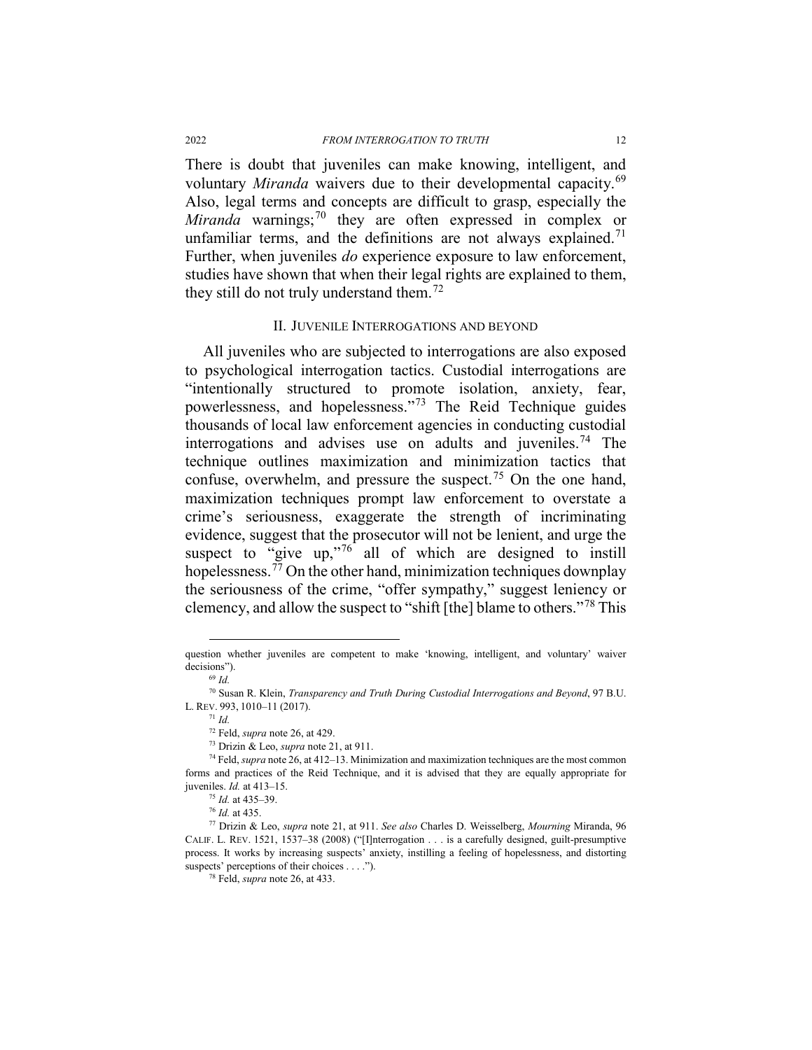There is doubt that juveniles can make knowing, intelligent, and voluntary *Miranda* waivers due to their developmental capacity.[69] Also, legal terms and concepts are difficult to grasp, especially the *Miranda* warnings;[70] they are often expressed in complex or unfamiliar terms, and the definitions are not always explained.[71] Further, when juveniles *do* experience exposure to law enforcement, studies have shown that when their legal rights are explained to them, they still do not truly understand them.[72]

## II. Juvenile Interrogations and beyond

All juveniles who are subjected to interrogations are also exposed to psychological interrogation tactics. Custodial interrogations are "intentionally structured to promote isolation, anxiety, fear, powerlessness, and hopelessness."[73] The Reid Technique guides thousands of local law enforcement agencies in conducting custodial interrogations and advises use on adults and juveniles.[74] The technique outlines maximization and minimization tactics that confuse, overwhelm, and pressure the suspect.[75] On the one hand, maximization techniques prompt law enforcement to overstate a crime's seriousness, exaggerate the strength of incriminating evidence, suggest that the prosecutor will not be lenient, and urge the suspect to "give up,"[76] all of which are designed to instill hopelessness.[77] On the other hand, minimization techniques downplay the seriousness of the crime, "offer sympathy," suggest leniency or clemency, and allow the suspect to "shift [the] blame to others."[78] This

---

question whether juveniles are competent to make 'knowing, intelligent, and voluntary' waiver decisions").

[69] *Id.*

[70] Susan R. Klein, *Transparency and Truth During Custodial Interrogations and Beyond*, 97 B.U. L. Rev. 993, 1010–11 (2017).

[71] *Id.*

[72] Feld, *supra* note 26, at 429.

[73] Drizin & Leo, *supra* note 21, at 911.

[74] Feld, *supra* note 26, at 412–13. Minimization and maximization techniques are the most common forms and practices of the Reid Technique, and it is advised that they are equally appropriate for juveniles. *Id.* at 413–15.

[75] *Id.* at 435–39.

[76] *Id.* at 435.

[77] Drizin & Leo, *supra* note 21, at 911. *See also* Charles D. Weisselberg, *Mourning* Miranda, 96 Calif. L. Rev. 1521, 1537–38 (2008) ("[I]nterrogation . . . is a carefully designed, guilt-presumptive process. It works by increasing suspects' anxiety, instilling a feeling of hopelessness, and distorting suspects' perceptions of their choices . . . .").

[78] Feld, *supra* note 26, at 433.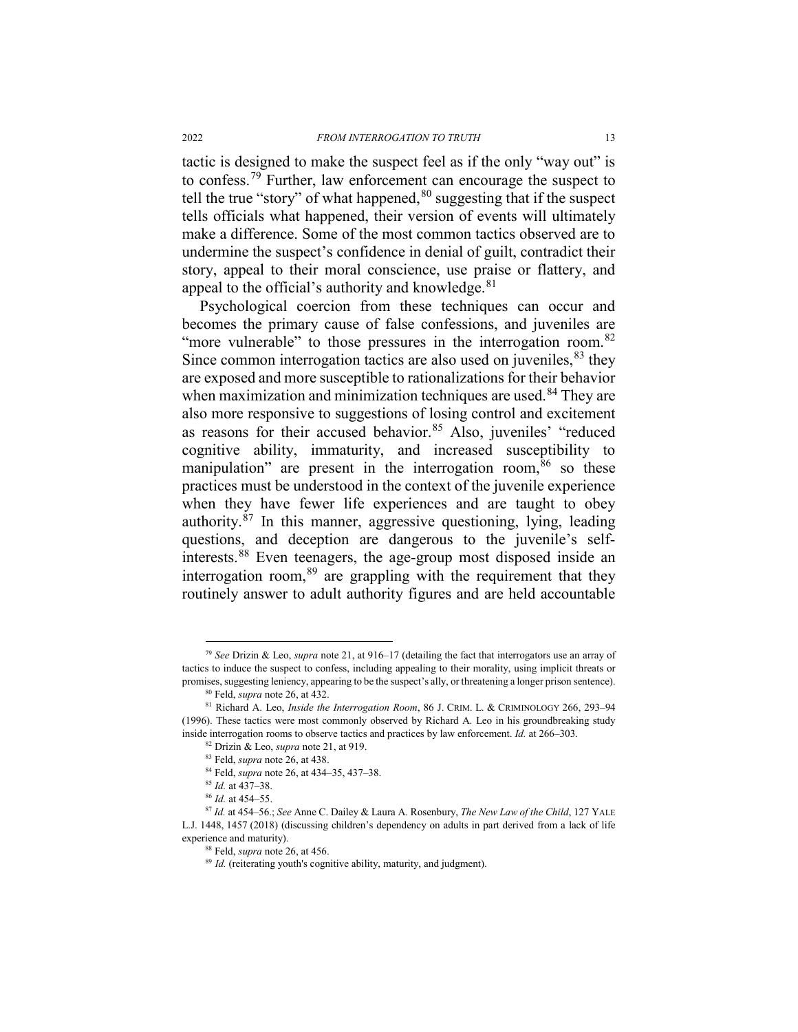tactic is designed to make the suspect feel as if the only "way out" is to confess.[79] Further, law enforcement can encourage the suspect to tell the true "story" of what happened,[80] suggesting that if the suspect tells officials what happened, their version of events will ultimately make a difference. Some of the most common tactics observed are to undermine the suspect's confidence in denial of guilt, contradict their story, appeal to their moral conscience, use praise or flattery, and appeal to the official's authority and knowledge.[81]

Psychological coercion from these techniques can occur and becomes the primary cause of false confessions, and juveniles are "more vulnerable" to those pressures in the interrogation room.[82] Since common interrogation tactics are also used on juveniles,[83] they are exposed and more susceptible to rationalizations for their behavior when maximization and minimization techniques are used.[84] They are also more responsive to suggestions of losing control and excitement as reasons for their accused behavior.[85] Also, juveniles' "reduced cognitive ability, immaturity, and increased susceptibility to manipulation" are present in the interrogation room,[86] so these practices must be understood in the context of the juvenile experience when they have fewer life experiences and are taught to obey authority.[87] In this manner, aggressive questioning, lying, leading questions, and deception are dangerous to the juvenile's self-interests.[88] Even teenagers, the age-group most disposed inside an interrogation room,[89] are grappling with the requirement that they routinely answer to adult authority figures and are held accountable

---

[79] *See* Drizin & Leo, *supra* note 21, at 916–17 (detailing the fact that interrogators use an array of tactics to induce the suspect to confess, including appealing to their morality, using implicit threats or promises, suggesting leniency, appearing to be the suspect's ally, or threatening a longer prison sentence).

[80] Feld, *supra* note 26, at 432.

[81] Richard A. Leo, *Inside the Interrogation Room*, 86 J. CRIM. L. & CRIMINOLOGY 266, 293–94 (1996). These tactics were most commonly observed by Richard A. Leo in his groundbreaking study inside interrogation rooms to observe tactics and practices by law enforcement. *Id.* at 266–303.

[82] Drizin & Leo, *supra* note 21, at 919.

[83] Feld, *supra* note 26, at 438.

[84] Feld, *supra* note 26, at 434–35, 437–38.

[85] *Id.* at 437–38.

[86] *Id.* at 454–55.

[87] *Id.* at 454–56.; *See* Anne C. Dailey & Laura A. Rosenbury, *The New Law of the Child*, 127 YALE L.J. 1448, 1457 (2018) (discussing children's dependency on adults in part derived from a lack of life experience and maturity).

[88] Feld, *supra* note 26, at 456.

[89] *Id.* (reiterating youth's cognitive ability, maturity, and judgment).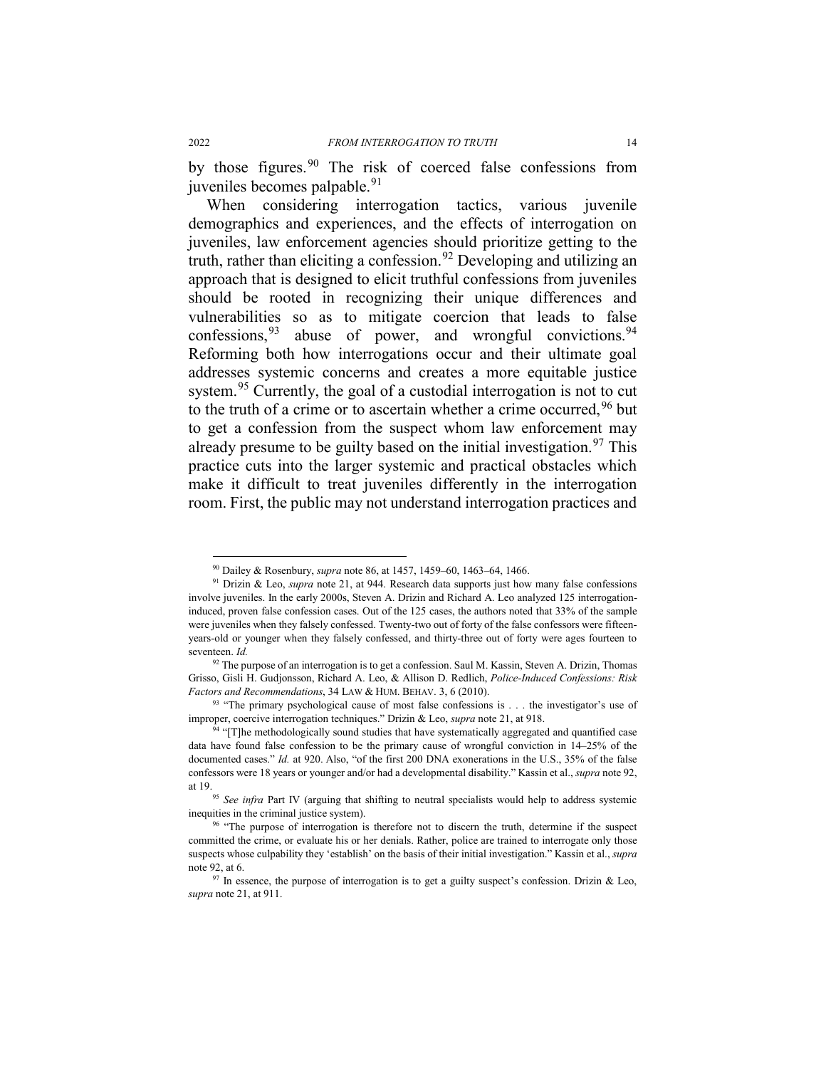by those figures.[90] The risk of coerced false confessions from juveniles becomes palpable.[91]

When considering interrogation tactics, various juvenile demographics and experiences, and the effects of interrogation on juveniles, law enforcement agencies should prioritize getting to the truth, rather than eliciting a confession.[92] Developing and utilizing an approach that is designed to elicit truthful confessions from juveniles should be rooted in recognizing their unique differences and vulnerabilities so as to mitigate coercion that leads to false confessions,[93] abuse of power, and wrongful convictions.[94] Reforming both how interrogations occur and their ultimate goal addresses systemic concerns and creates a more equitable justice system.[95] Currently, the goal of a custodial interrogation is not to cut to the truth of a crime or to ascertain whether a crime occurred,[96] but to get a confession from the suspect whom law enforcement may already presume to be guilty based on the initial investigation.[97] This practice cuts into the larger systemic and practical obstacles which make it difficult to treat juveniles differently in the interrogation room. First, the public may not understand interrogation practices and

---

[90] Dailey & Rosenbury, *supra* note 86, at 1457, 1459–60, 1463–64, 1466.

[91] Drizin & Leo, *supra* note 21, at 944. Research data supports just how many false confessions involve juveniles. In the early 2000s, Steven A. Drizin and Richard A. Leo analyzed 125 interrogation-induced, proven false confession cases. Out of the 125 cases, the authors noted that 33% of the sample were juveniles when they falsely confessed. Twenty-two out of forty of the false confessors were fifteen-years-old or younger when they falsely confessed, and thirty-three out of forty were ages fourteen to seventeen. *Id.*

[92] The purpose of an interrogation is to get a confession. Saul M. Kassin, Steven A. Drizin, Thomas Grisso, Gisli H. Gudjonsson, Richard A. Leo, & Allison D. Redlich, *Police-Induced Confessions: Risk Factors and Recommendations*, 34 LAW & HUM. BEHAV. 3, 6 (2010).

[93] "The primary psychological cause of most false confessions is . . . the investigator's use of improper, coercive interrogation techniques." Drizin & Leo, *supra* note 21, at 918.

[94] "[T]he methodologically sound studies that have systematically aggregated and quantified case data have found false confession to be the primary cause of wrongful conviction in 14–25% of the documented cases." *Id.* at 920. Also, "of the first 200 DNA exonerations in the U.S., 35% of the false confessors were 18 years or younger and/or had a developmental disability." Kassin et al., *supra* note 92, at 19.

[95] *See infra* Part IV (arguing that shifting to neutral specialists would help to address systemic inequities in the criminal justice system).

[96] "The purpose of interrogation is therefore not to discern the truth, determine if the suspect committed the crime, or evaluate his or her denials. Rather, police are trained to interrogate only those suspects whose culpability they 'establish' on the basis of their initial investigation." Kassin et al., *supra* note 92, at 6.

[97] In essence, the purpose of interrogation is to get a guilty suspect's confession. Drizin & Leo, *supra* note 21, at 911.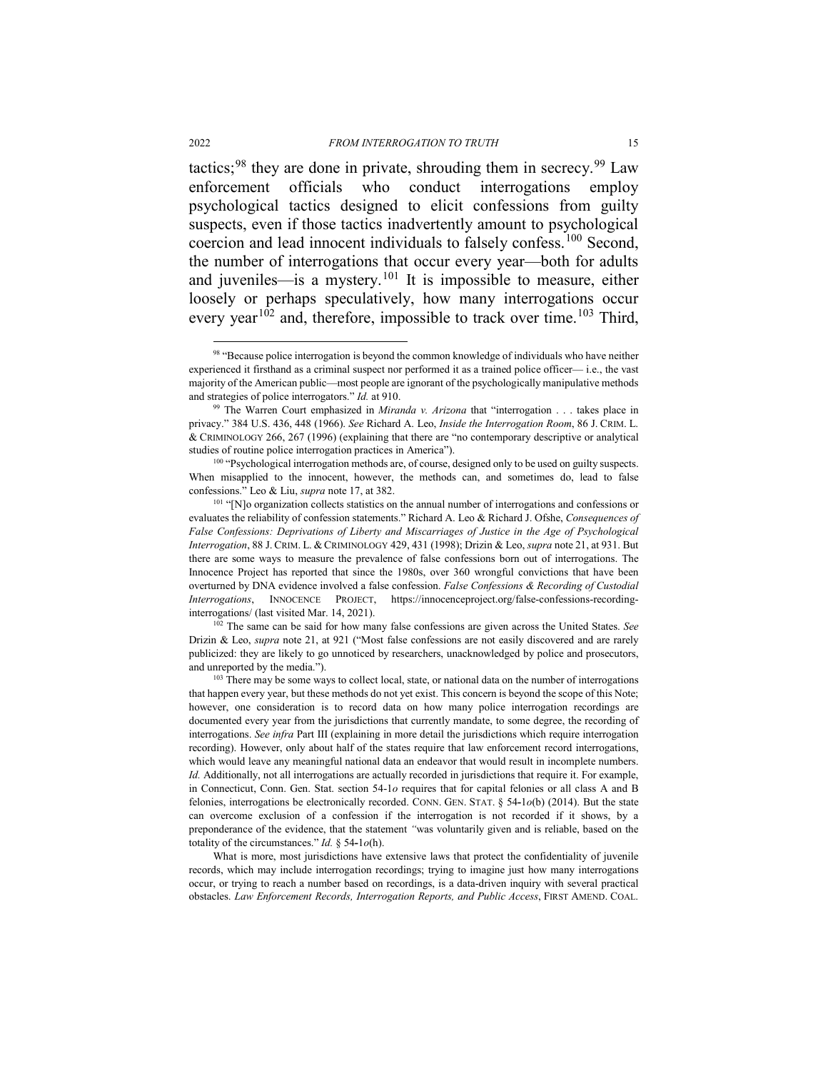tactics;[98] they are done in private, shrouding them in secrecy.[99] Law enforcement officials who conduct interrogations employ psychological tactics designed to elicit confessions from guilty suspects, even if those tactics inadvertently amount to psychological coercion and lead innocent individuals to falsely confess.[100] Second, the number of interrogations that occur every year—both for adults and juveniles—is a mystery.[101] It is impossible to measure, either loosely or perhaps speculatively, how many interrogations occur every year[102] and, therefore, impossible to track over time.[103] Third,

---

[98] "Because police interrogation is beyond the common knowledge of individuals who have neither experienced it firsthand as a criminal suspect nor performed it as a trained police officer— i.e., the vast majority of the American public—most people are ignorant of the psychologically manipulative methods and strategies of police interrogators." *Id.* at 910.

[99] The Warren Court emphasized in *Miranda v. Arizona* that "interrogation . . . takes place in privacy." 384 U.S. 436, 448 (1966). *See* Richard A. Leo, *Inside the Interrogation Room*, 86 J. CRIM. L. & CRIMINOLOGY 266, 267 (1996) (explaining that there are "no contemporary descriptive or analytical studies of routine police interrogation practices in America").

[100] "Psychological interrogation methods are, of course, designed only to be used on guilty suspects. When misapplied to the innocent, however, the methods can, and sometimes do, lead to false confessions." Leo & Liu, *supra* note 17, at 382.

[101] "[N]o organization collects statistics on the annual number of interrogations and confessions or evaluates the reliability of confession statements." Richard A. Leo & Richard J. Ofshe, *Consequences of False Confessions: Deprivations of Liberty and Miscarriages of Justice in the Age of Psychological Interrogation*, 88 J. CRIM. L. & CRIMINOLOGY 429, 431 (1998); Drizin & Leo, *supra* note 21, at 931. But there are some ways to measure the prevalence of false confessions born out of interrogations. The Innocence Project has reported that since the 1980s, over 360 wrongful convictions that have been overturned by DNA evidence involved a false confession. *False Confessions & Recording of Custodial Interrogations*, INNOCENCE PROJECT, https://innocenceproject.org/false-confessions-recording-interrogations/ (last visited Mar. 14, 2021).

[102] The same can be said for how many false confessions are given across the United States. *See* Drizin & Leo, *supra* note 21, at 921 ("Most false confessions are not easily discovered and are rarely publicized: they are likely to go unnoticed by researchers, unacknowledged by police and prosecutors, and unreported by the media.").

[103] There may be some ways to collect local, state, or national data on the number of interrogations that happen every year, but these methods do not yet exist. This concern is beyond the scope of this Note; however, one consideration is to record data on how many police interrogation recordings are documented every year from the jurisdictions that currently mandate, to some degree, the recording of interrogations. *See infra* Part III (explaining in more detail the jurisdictions which require interrogation recording). However, only about half of the states require that law enforcement record interrogations, which would leave any meaningful national data an endeavor that would result in incomplete numbers. *Id.* Additionally, not all interrogations are actually recorded in jurisdictions that require it. For example, in Connecticut, Conn. Gen. Stat. section 54-1*o* requires that for capital felonies or all class A and B felonies, interrogations be electronically recorded. CONN. GEN. STAT. § 54-1*o*(b) (2014). But the state can overcome exclusion of a confession if the interrogation is not recorded if it shows, by a preponderance of the evidence, that the statement "was voluntarily given and is reliable, based on the totality of the circumstances." *Id.* § 54-1*o*(h).

What is more, most jurisdictions have extensive laws that protect the confidentiality of juvenile records, which may include interrogation recordings; trying to imagine just how many interrogations occur, or trying to reach a number based on recordings, is a data-driven inquiry with several practical obstacles. *Law Enforcement Records, Interrogation Reports, and Public Access*, FIRST AMEND. COAL.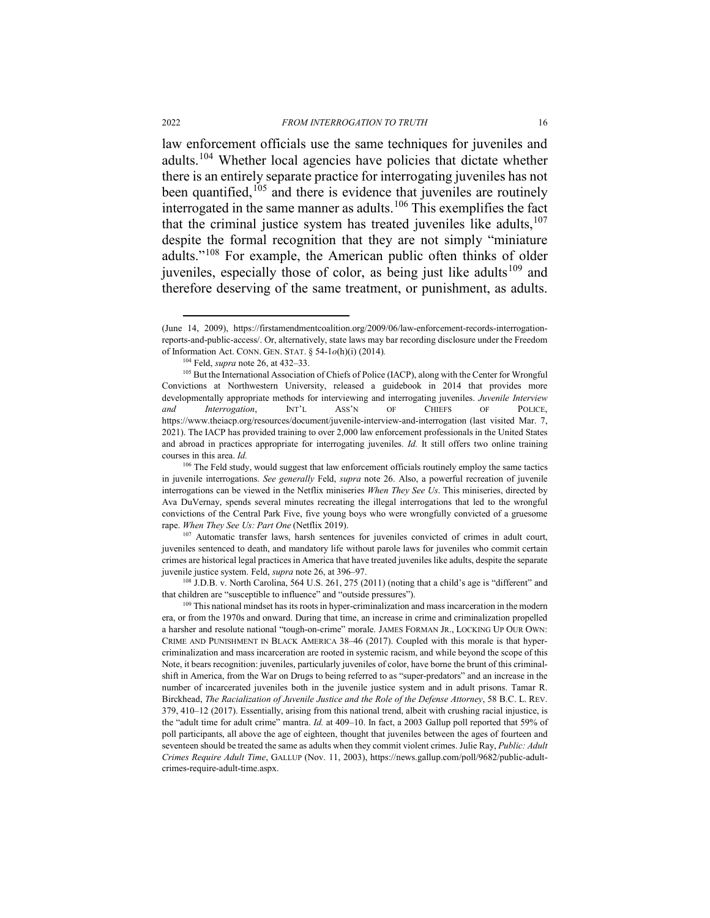law enforcement officials use the same techniques for juveniles and adults.[104] Whether local agencies have policies that dictate whether there is an entirely separate practice for interrogating juveniles has not been quantified,[105] and there is evidence that juveniles are routinely interrogated in the same manner as adults.[106] This exemplifies the fact that the criminal justice system has treated juveniles like adults,[107] despite the formal recognition that they are not simply "miniature adults."[108] For example, the American public often thinks of older juveniles, especially those of color, as being just like adults[109] and therefore deserving of the same treatment, or punishment, as adults.

---

(June 14, 2009), https://firstamendmentcoalition.org/2009/06/law-enforcement-records-interrogation-reports-and-public-access/. Or, alternatively, state laws may bar recording disclosure under the Freedom of Information Act. CONN. GEN. STAT. § 54-1*o*(h)(i) (2014).

[104] Feld, *supra* note 26, at 432–33.

[105] But the International Association of Chiefs of Police (IACP), along with the Center for Wrongful Convictions at Northwestern University, released a guidebook in 2014 that provides more developmentally appropriate methods for interviewing and interrogating juveniles. *Juvenile Interview and Interrogation*, INT'L ASS'N OF CHIEFS OF POLICE, https://www.theiacp.org/resources/document/juvenile-interview-and-interrogation (last visited Mar. 7, 2021). The IACP has provided training to over 2,000 law enforcement professionals in the United States and abroad in practices appropriate for interrogating juveniles. *Id.* It still offers two online training courses in this area. *Id.*

[106] The Feld study, would suggest that law enforcement officials routinely employ the same tactics in juvenile interrogations. *See generally* Feld, *supra* note 26. Also, a powerful recreation of juvenile interrogations can be viewed in the Netflix miniseries *When They See Us*. This miniseries, directed by Ava DuVernay, spends several minutes recreating the illegal interrogations that led to the wrongful convictions of the Central Park Five, five young boys who were wrongfully convicted of a gruesome rape. *When They See Us: Part One* (Netflix 2019).

[107] Automatic transfer laws, harsh sentences for juveniles convicted of crimes in adult court, juveniles sentenced to death, and mandatory life without parole laws for juveniles who commit certain crimes are historical legal practices in America that have treated juveniles like adults, despite the separate juvenile justice system. Feld, *supra* note 26, at 396–97.

[108] J.D.B. v. North Carolina, 564 U.S. 261, 275 (2011) (noting that a child's age is "different" and that children are "susceptible to influence" and "outside pressures").

[109] This national mindset has its roots in hyper-criminalization and mass incarceration in the modern era, or from the 1970s and onward. During that time, an increase in crime and criminalization propelled a harsher and resolute national "tough-on-crime" morale. JAMES FORMAN JR., LOCKING UP OUR OWN: CRIME AND PUNISHMENT IN BLACK AMERICA 38–46 (2017). Coupled with this morale is that hyper-criminalization and mass incarceration are rooted in systemic racism, and while beyond the scope of this Note, it bears recognition: juveniles, particularly juveniles of color, have borne the brunt of this criminal-shift in America, from the War on Drugs to being referred to as "super-predators" and an increase in the number of incarcerated juveniles both in the juvenile justice system and in adult prisons. Tamar R. Birckhead, *The Racialization of Juvenile Justice and the Role of the Defense Attorney*, 58 B.C. L. REV. 379, 410–12 (2017). Essentially, arising from this national trend, albeit with crushing racial injustice, is the "adult time for adult crime" mantra. *Id.* at 409–10. In fact, a 2003 Gallup poll reported that 59% of poll participants, all above the age of eighteen, thought that juveniles between the ages of fourteen and seventeen should be treated the same as adults when they commit violent crimes. Julie Ray, *Public: Adult Crimes Require Adult Time*, GALLUP (Nov. 11, 2003), https://news.gallup.com/poll/9682/public-adult-crimes-require-adult-time.aspx.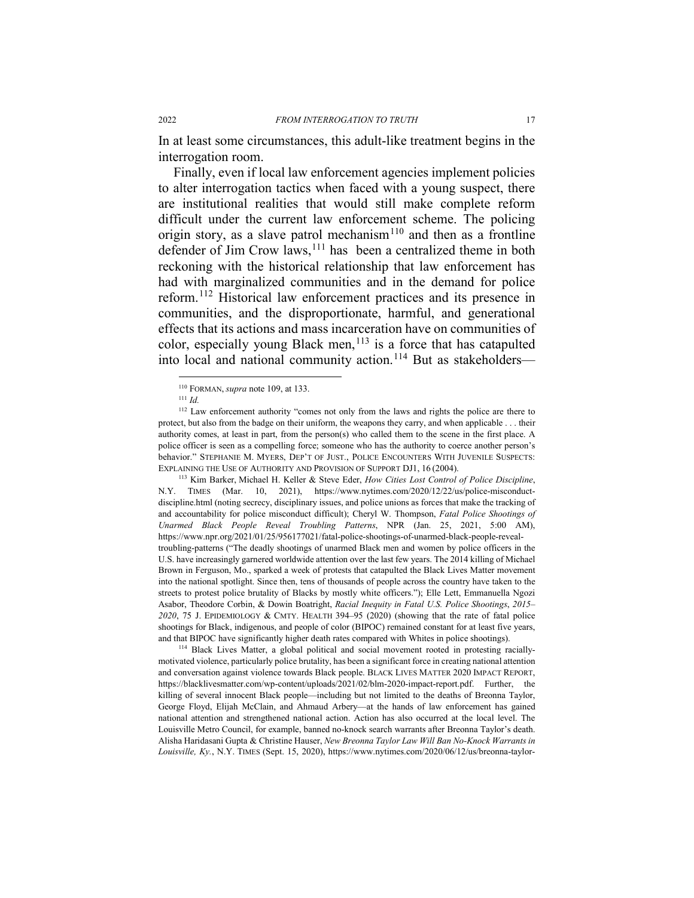In at least some circumstances, this adult-like treatment begins in the interrogation room.

Finally, even if local law enforcement agencies implement policies to alter interrogation tactics when faced with a young suspect, there are institutional realities that would still make complete reform difficult under the current law enforcement scheme. The policing origin story, as a slave patrol mechanism[110] and then as a frontline defender of Jim Crow laws,[111] has been a centralized theme in both reckoning with the historical relationship that law enforcement has had with marginalized communities and in the demand for police reform.[112] Historical law enforcement practices and its presence in communities, and the disproportionate, harmful, and generational effects that its actions and mass incarceration have on communities of color, especially young Black men,[113] is a force that has catapulted into local and national community action.[114] But as stakeholders—

---

[110] FORMAN, *supra* note 109, at 133.

[111] *Id.*

[112] Law enforcement authority "comes not only from the laws and rights the police are there to protect, but also from the badge on their uniform, the weapons they carry, and when applicable . . . their authority comes, at least in part, from the person(s) who called them to the scene in the first place. A police officer is seen as a compelling force; someone who has the authority to coerce another person's behavior." STEPHANIE M. MYERS, DEP'T OF JUST., POLICE ENCOUNTERS WITH JUVENILE SUSPECTS: EXPLAINING THE USE OF AUTHORITY AND PROVISION OF SUPPORT DJ1, 16 (2004).

[113] Kim Barker, Michael H. Keller & Steve Eder, *How Cities Lost Control of Police Discipline*, N.Y. TIMES (Mar. 10, 2021), https://www.nytimes.com/2020/12/22/us/police-misconduct-discipline.html (noting secrecy, disciplinary issues, and police unions as forces that make the tracking of and accountability for police misconduct difficult); Cheryl W. Thompson, *Fatal Police Shootings of Unarmed Black People Reveal Troubling Patterns*, NPR (Jan. 25, 2021, 5:00 AM), https://www.npr.org/2021/01/25/956177021/fatal-police-shootings-of-unarmed-black-people-reveal-troubling-patterns ("The deadly shootings of unarmed Black men and women by police officers in the U.S. have increasingly garnered worldwide attention over the last few years. The 2014 killing of Michael Brown in Ferguson, Mo., sparked a week of protests that catapulted the Black Lives Matter movement into the national spotlight. Since then, tens of thousands of people across the country have taken to the streets to protest police brutality of Blacks by mostly white officers."); Elle Lett, Emmanuella Ngozi Asabor, Theodore Corbin, & Dowin Boatright, *Racial Inequity in Fatal U.S. Police Shootings, 2015–2020*, 75 J. EPIDEMIOLOGY & CMTY. HEALTH 394–95 (2020) (showing that the rate of fatal police shootings for Black, indigenous, and people of color (BIPOC) remained constant for at least five years, and that BIPOC have significantly higher death rates compared with Whites in police shootings).

[114] Black Lives Matter, a global political and social movement rooted in protesting racially-motivated violence, particularly police brutality, has been a significant force in creating national attention and conversation against violence towards Black people. BLACK LIVES MATTER 2020 IMPACT REPORT, https://blacklivesmatter.com/wp-content/uploads/2021/02/blm-2020-impact-report.pdf. Further, the killing of several innocent Black people—including but not limited to the deaths of Breonna Taylor, George Floyd, Elijah McClain, and Ahmaud Arbery—at the hands of law enforcement has gained national attention and strengthened national action. Action has also occurred at the local level. The Louisville Metro Council, for example, banned no-knock search warrants after Breonna Taylor's death. Alisha Haridasani Gupta & Christine Hauser, *New Breonna Taylor Law Will Ban No-Knock Warrants in Louisville, Ky.*, N.Y. TIMES (Sept. 15, 2020), https://www.nytimes.com/2020/06/12/us/breonna-taylor-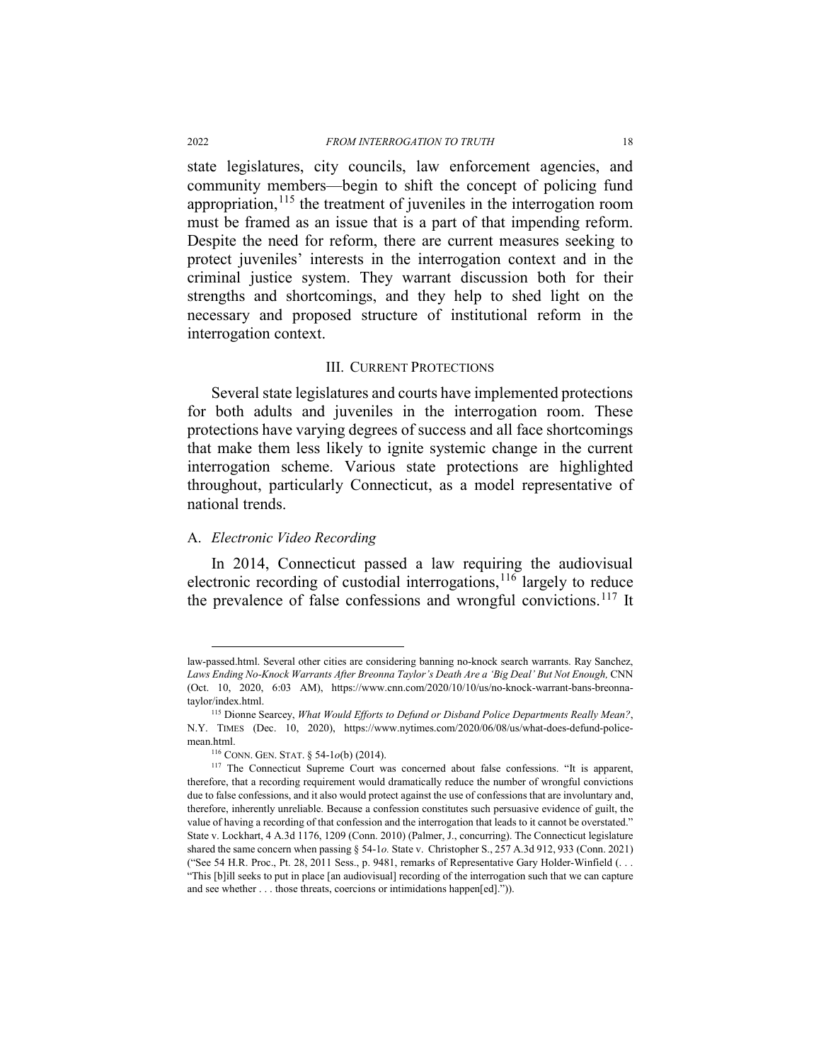state legislatures, city councils, law enforcement agencies, and community members—begin to shift the concept of policing fund appropriation,[115] the treatment of juveniles in the interrogation room must be framed as an issue that is a part of that impending reform. Despite the need for reform, there are current measures seeking to protect juveniles' interests in the interrogation context and in the criminal justice system. They warrant discussion both for their strengths and shortcomings, and they help to shed light on the necessary and proposed structure of institutional reform in the interrogation context.

## III. Current Protections

Several state legislatures and courts have implemented protections for both adults and juveniles in the interrogation room. These protections have varying degrees of success and all face shortcomings that make them less likely to ignite systemic change in the current interrogation scheme. Various state protections are highlighted throughout, particularly Connecticut, as a model representative of national trends.

### A. *Electronic Video Recording*

In 2014, Connecticut passed a law requiring the audiovisual electronic recording of custodial interrogations,[116] largely to reduce the prevalence of false confessions and wrongful convictions.[117] It

---

law-passed.html. Several other cities are considering banning no-knock search warrants. Ray Sanchez, *Laws Ending No-Knock Warrants After Breonna Taylor's Death Are a 'Big Deal' But Not Enough,* CNN (Oct. 10, 2020, 6:03 AM), https://www.cnn.com/2020/10/10/us/no-knock-warrant-bans-breonna-taylor/index.html.

[115] Dionne Searcey, *What Would Efforts to Defund or Disband Police Departments Really Mean?*, N.Y. TIMES (Dec. 10, 2020), https://www.nytimes.com/2020/06/08/us/what-does-defund-police-mean.html.

[116] CONN. GEN. STAT. § 54-1*o*(b) (2014).

[117] The Connecticut Supreme Court was concerned about false confessions. "It is apparent, therefore, that a recording requirement would dramatically reduce the number of wrongful convictions due to false confessions, and it also would protect against the use of confessions that are involuntary and, therefore, inherently unreliable. Because a confession constitutes such persuasive evidence of guilt, the value of having a recording of that confession and the interrogation that leads to it cannot be overstated." State v. Lockhart, 4 A.3d 1176, 1209 (Conn. 2010) (Palmer, J., concurring). The Connecticut legislature shared the same concern when passing § 54-1*o*. State v. Christopher S., 257 A.3d 912, 933 (Conn. 2021) ("See 54 H.R. Proc., Pt. 28, 2011 Sess., p. 9481, remarks of Representative Gary Holder-Winfield (. . . "This [b]ill seeks to put in place [an audiovisual] recording of the interrogation such that we can capture and see whether . . . those threats, coercions or intimidations happen[ed].")).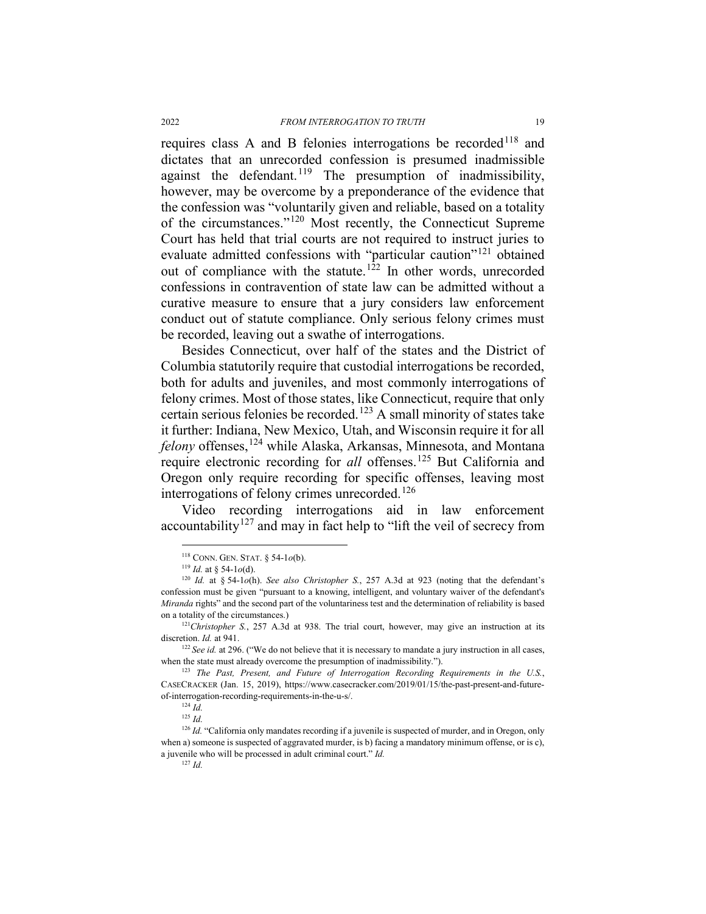requires class A and B felonies interrogations be recorded[118] and dictates that an unrecorded confession is presumed inadmissible against the defendant.[119] The presumption of inadmissibility, however, may be overcome by a preponderance of the evidence that the confession was "voluntarily given and reliable, based on a totality of the circumstances."[120] Most recently, the Connecticut Supreme Court has held that trial courts are not required to instruct juries to evaluate admitted confessions with "particular caution"[121] obtained out of compliance with the statute.[122] In other words, unrecorded confessions in contravention of state law can be admitted without a curative measure to ensure that a jury considers law enforcement conduct out of statute compliance. Only serious felony crimes must be recorded, leaving out a swathe of interrogations.

Besides Connecticut, over half of the states and the District of Columbia statutorily require that custodial interrogations be recorded, both for adults and juveniles, and most commonly interrogations of felony crimes. Most of those states, like Connecticut, require that only certain serious felonies be recorded.[123] A small minority of states take it further: Indiana, New Mexico, Utah, and Wisconsin require it for all *felony* offenses,[124] while Alaska, Arkansas, Minnesota, and Montana require electronic recording for *all* offenses.[125] But California and Oregon only require recording for specific offenses, leaving most interrogations of felony crimes unrecorded.[126]

Video recording interrogations aid in law enforcement accountability[127] and may in fact help to "lift the veil of secrecy from

---

[118] CONN. GEN. STAT. § 54-1*o*(b).

[119] *Id.* at § 54-1*o*(d).

[120] *Id.* at § 54-1*o*(h). *See also Christopher S.*, 257 A.3d at 923 (noting that the defendant's confession must be given "pursuant to a knowing, intelligent, and voluntary waiver of the defendant's *Miranda* rights" and the second part of the voluntariness test and the determination of reliability is based on a totality of the circumstances.)

[121] *Christopher S.*, 257 A.3d at 938. The trial court, however, may give an instruction at its discretion. *Id.* at 941.

[122] *See id.* at 296. ("We do not believe that it is necessary to mandate a jury instruction in all cases, when the state must already overcome the presumption of inadmissibility.").

[123] *The Past, Present, and Future of Interrogation Recording Requirements in the U.S.*, CASECRACKER (Jan. 15, 2019), https://www.casecracker.com/2019/01/15/the-past-present-and-future-of-interrogation-recording-requirements-in-the-u-s/.

[124] *Id.*

[125] *Id.*

[126] *Id.* "California only mandates recording if a juvenile is suspected of murder, and in Oregon, only when a) someone is suspected of aggravated murder, is b) facing a mandatory minimum offense, or is c), a juvenile who will be processed in adult criminal court." *Id.*

[127] *Id.*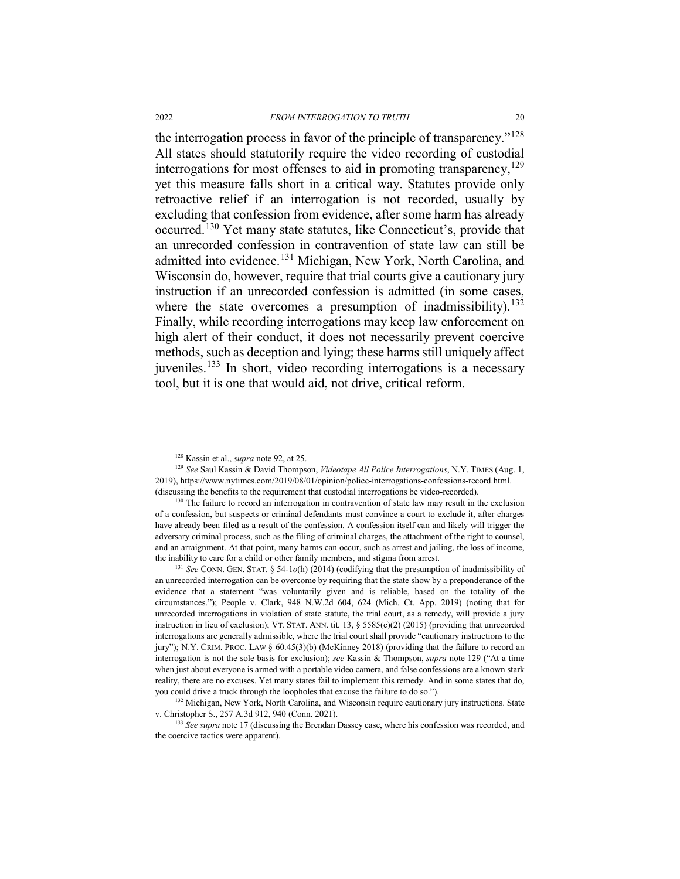the interrogation process in favor of the principle of transparency."[128] All states should statutorily require the video recording of custodial interrogations for most offenses to aid in promoting transparency,[129] yet this measure falls short in a critical way. Statutes provide only retroactive relief if an interrogation is not recorded, usually by excluding that confession from evidence, after some harm has already occurred.[130] Yet many state statutes, like Connecticut's, provide that an unrecorded confession in contravention of state law can still be admitted into evidence.[131] Michigan, New York, North Carolina, and Wisconsin do, however, require that trial courts give a cautionary jury instruction if an unrecorded confession is admitted (in some cases, where the state overcomes a presumption of inadmissibility).[132] Finally, while recording interrogations may keep law enforcement on high alert of their conduct, it does not necessarily prevent coercive methods, such as deception and lying; these harms still uniquely affect juveniles.[133] In short, video recording interrogations is a necessary tool, but it is one that would aid, not drive, critical reform.

---

[128] Kassin et al., *supra* note 92, at 25.

[129] *See* Saul Kassin & David Thompson, *Videotape All Police Interrogations*, N.Y. TIMES (Aug. 1, 2019), https://www.nytimes.com/2019/08/01/opinion/police-interrogations-confessions-record.html. (discussing the benefits to the requirement that custodial interrogations be video-recorded).

[130] The failure to record an interrogation in contravention of state law may result in the exclusion of a confession, but suspects or criminal defendants must convince a court to exclude it, after charges have already been filed as a result of the confession. A confession itself can and likely will trigger the adversary criminal process, such as the filing of criminal charges, the attachment of the right to counsel, and an arraignment. At that point, many harms can occur, such as arrest and jailing, the loss of income, the inability to care for a child or other family members, and stigma from arrest.

[131] *See* CONN. GEN. STAT. § 54-1*o*(h) (2014) (codifying that the presumption of inadmissibility of an unrecorded interrogation can be overcome by requiring that the state show by a preponderance of the evidence that a statement "was voluntarily given and is reliable, based on the totality of the circumstances."); People v. Clark, 948 N.W.2d 604, 624 (Mich. Ct. App. 2019) (noting that for unrecorded interrogations in violation of state statute, the trial court, as a remedy, will provide a jury instruction in lieu of exclusion); VT. STAT. ANN. tit*.* 13, § 5585(c)(2) (2015) (providing that unrecorded interrogations are generally admissible, where the trial court shall provide "cautionary instructions to the jury"); N.Y. CRIM. PROC. LAW § 60.45(3)(b) (McKinney 2018) (providing that the failure to record an interrogation is not the sole basis for exclusion); *see* Kassin & Thompson, *supra* note 129 ("At a time when just about everyone is armed with a portable video camera, and false confessions are a known stark reality, there are no excuses. Yet many states fail to implement this remedy. And in some states that do, you could drive a truck through the loopholes that excuse the failure to do so.").

[132] Michigan, New York, North Carolina, and Wisconsin require cautionary jury instructions. State v. Christopher S., 257 A.3d 912, 940 (Conn. 2021).

[133] *See supra* note 17 (discussing the Brendan Dassey case, where his confession was recorded, and the coercive tactics were apparent).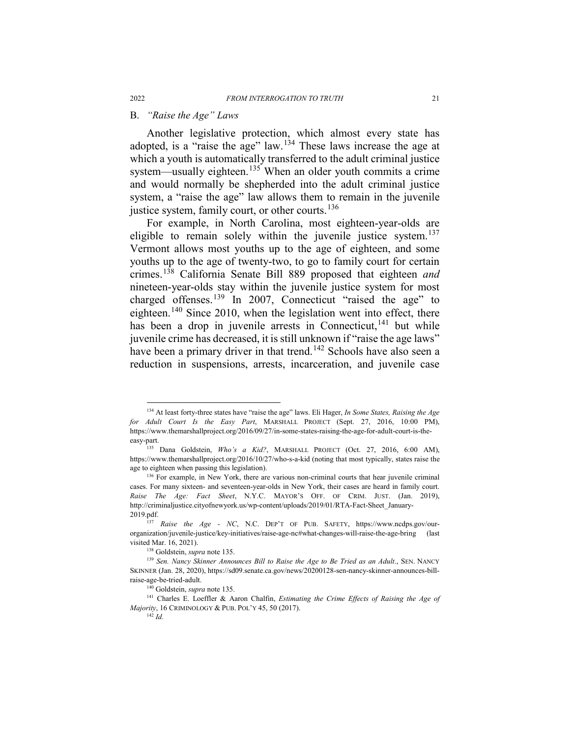### B. *"Raise the Age" Laws*

Another legislative protection, which almost every state has adopted, is a "raise the age" law.[134] These laws increase the age at which a youth is automatically transferred to the adult criminal justice system—usually eighteen.[135] When an older youth commits a crime and would normally be shepherded into the adult criminal justice system, a "raise the age" law allows them to remain in the juvenile justice system, family court, or other courts.[136]

For example, in North Carolina, most eighteen-year-olds are eligible to remain solely within the juvenile justice system.[137] Vermont allows most youths up to the age of eighteen, and some youths up to the age of twenty-two, to go to family court for certain crimes.[138] California Senate Bill 889 proposed that eighteen *and* nineteen-year-olds stay within the juvenile justice system for most charged offenses.[139] In 2007, Connecticut "raised the age" to eighteen.[140] Since 2010, when the legislation went into effect, there has been a drop in juvenile arrests in Connecticut,[141] but while juvenile crime has decreased, it is still unknown if "raise the age laws" have been a primary driver in that trend.[142] Schools have also seen a reduction in suspensions, arrests, incarceration, and juvenile case

---

[134] At least forty-three states have "raise the age" laws. Eli Hager, *In Some States, Raising the Age for Adult Court Is the Easy Part*, MARSHALL PROJECT (Sept. 27, 2016, 10:00 PM), https://www.themarshallproject.org/2016/09/27/in-some-states-raising-the-age-for-adult-court-is-the-easy-part.

[135] Dana Goldstein, *Who's a Kid?*, MARSHALL PROJECT (Oct. 27, 2016, 6:00 AM), https://www.themarshallproject.org/2016/10/27/who-s-a-kid (noting that most typically, states raise the age to eighteen when passing this legislation).

[136] For example, in New York, there are various non-criminal courts that hear juvenile criminal cases. For many sixteen- and seventeen-year-olds in New York, their cases are heard in family court. *Raise The Age: Fact Sheet*, N.Y.C. MAYOR'S OFF. OF CRIM. JUST. (Jan. 2019), http://criminaljustice.cityofnewyork.us/wp-content/uploads/2019/01/RTA-Fact-Sheet_January-2019.pdf.

[137] *Raise the Age - NC*, N.C. DEP'T OF PUB. SAFETY, https://www.ncdps.gov/our-organization/juvenile-justice/key-initiatives/raise-age-nc#what-changes-will-raise-the-age-bring (last visited Mar. 16, 2021).

[138] Goldstein, *supra* note 135.

[139] *Sen. Nancy Skinner Announces Bill to Raise the Age to Be Tried as an Adult.*, SEN. NANCY SKINNER (Jan. 28, 2020), https://sd09.senate.ca.gov/news/20200128-sen-nancy-skinner-announces-bill-raise-age-be-tried-adult.

[140] Goldstein, *supra* note 135.

[141] Charles E. Loeffler & Aaron Chalfin, *Estimating the Crime Effects of Raising the Age of Majority*, 16 CRIMINOLOGY & PUB. POL'Y 45, 50 (2017).

[142] *Id.*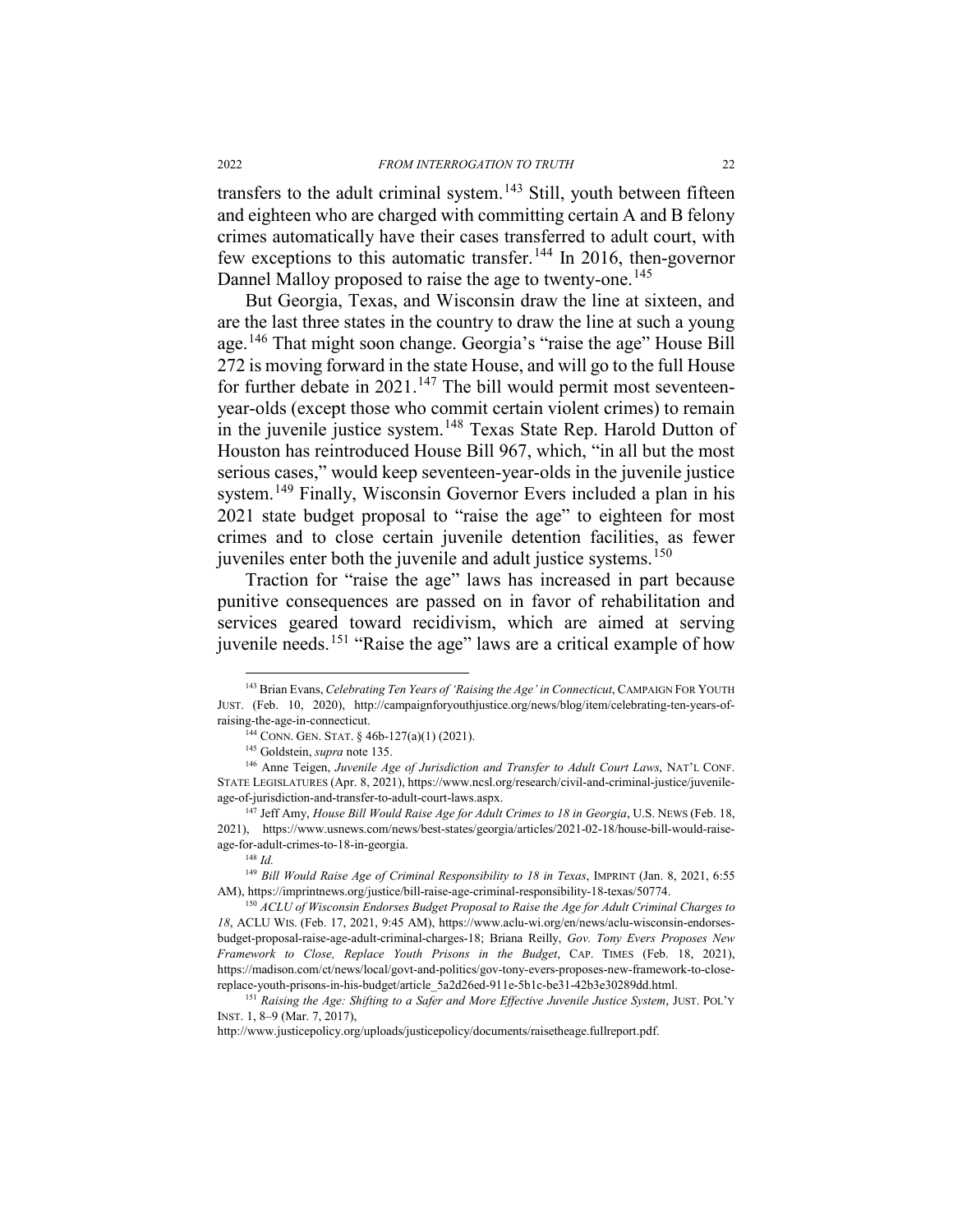transfers to the adult criminal system.[143] Still, youth between fifteen and eighteen who are charged with committing certain A and B felony crimes automatically have their cases transferred to adult court, with few exceptions to this automatic transfer.[144] In 2016, then-governor Dannel Malloy proposed to raise the age to twenty-one.[145]

But Georgia, Texas, and Wisconsin draw the line at sixteen, and are the last three states in the country to draw the line at such a young age.[146] That might soon change. Georgia's "raise the age" House Bill 272 is moving forward in the state House, and will go to the full House for further debate in 2021.[147] The bill would permit most seventeen-year-olds (except those who commit certain violent crimes) to remain in the juvenile justice system.[148] Texas State Rep. Harold Dutton of Houston has reintroduced House Bill 967, which, "in all but the most serious cases," would keep seventeen-year-olds in the juvenile justice system.[149] Finally, Wisconsin Governor Evers included a plan in his 2021 state budget proposal to "raise the age" to eighteen for most crimes and to close certain juvenile detention facilities, as fewer juveniles enter both the juvenile and adult justice systems.[150]

Traction for "raise the age" laws has increased in part because punitive consequences are passed on in favor of rehabilitation and services geared toward recidivism, which are aimed at serving juvenile needs.[151] "Raise the age" laws are a critical example of how

---

[143] Brian Evans, *Celebrating Ten Years of 'Raising the Age' in Connecticut*, CAMPAIGN FOR YOUTH JUST. (Feb. 10, 2020), http://campaignforyouthjustice.org/news/blog/item/celebrating-ten-years-of-raising-the-age-in-connecticut.

[144] CONN. GEN. STAT. § 46b-127(a)(1) (2021).

[145] Goldstein, *supra* note 135.

[146] Anne Teigen, *Juvenile Age of Jurisdiction and Transfer to Adult Court Laws*, NAT'L CONF. STATE LEGISLATURES (Apr. 8, 2021), https://www.ncsl.org/research/civil-and-criminal-justice/juvenile-age-of-jurisdiction-and-transfer-to-adult-court-laws.aspx.

[147] Jeff Amy, *House Bill Would Raise Age for Adult Crimes to 18 in Georgia*, U.S. NEWS (Feb. 18, 2021), https://www.usnews.com/news/best-states/georgia/articles/2021-02-18/house-bill-would-raise-age-for-adult-crimes-to-18-in-georgia.

[148] *Id.*

[149] *Bill Would Raise Age of Criminal Responsibility to 18 in Texas*, IMPRINT (Jan. 8, 2021, 6:55 AM), https://imprintnews.org/justice/bill-raise-age-criminal-responsibility-18-texas/50774.

[150] *ACLU of Wisconsin Endorses Budget Proposal to Raise the Age for Adult Criminal Charges to 18*, ACLU WIS. (Feb. 17, 2021, 9:45 AM), https://www.aclu-wi.org/en/news/aclu-wisconsin-endorses-budget-proposal-raise-age-adult-criminal-charges-18; Briana Reilly, *Gov. Tony Evers Proposes New Framework to Close, Replace Youth Prisons in the Budget*, CAP. TIMES (Feb. 18, 2021), https://madison.com/ct/news/local/govt-and-politics/gov-tony-evers-proposes-new-framework-to-close-replace-youth-prisons-in-his-budget/article_5a2d26ed-911e-5b1c-be31-42b3e30289dd.html.

[151] *Raising the Age: Shifting to a Safer and More Effective Juvenile Justice System*, JUST. POL'Y INST. 1, 8–9 (Mar. 7, 2017), http://www.justicepolicy.org/uploads/justicepolicy/documents/raisetheage.fullreport.pdf.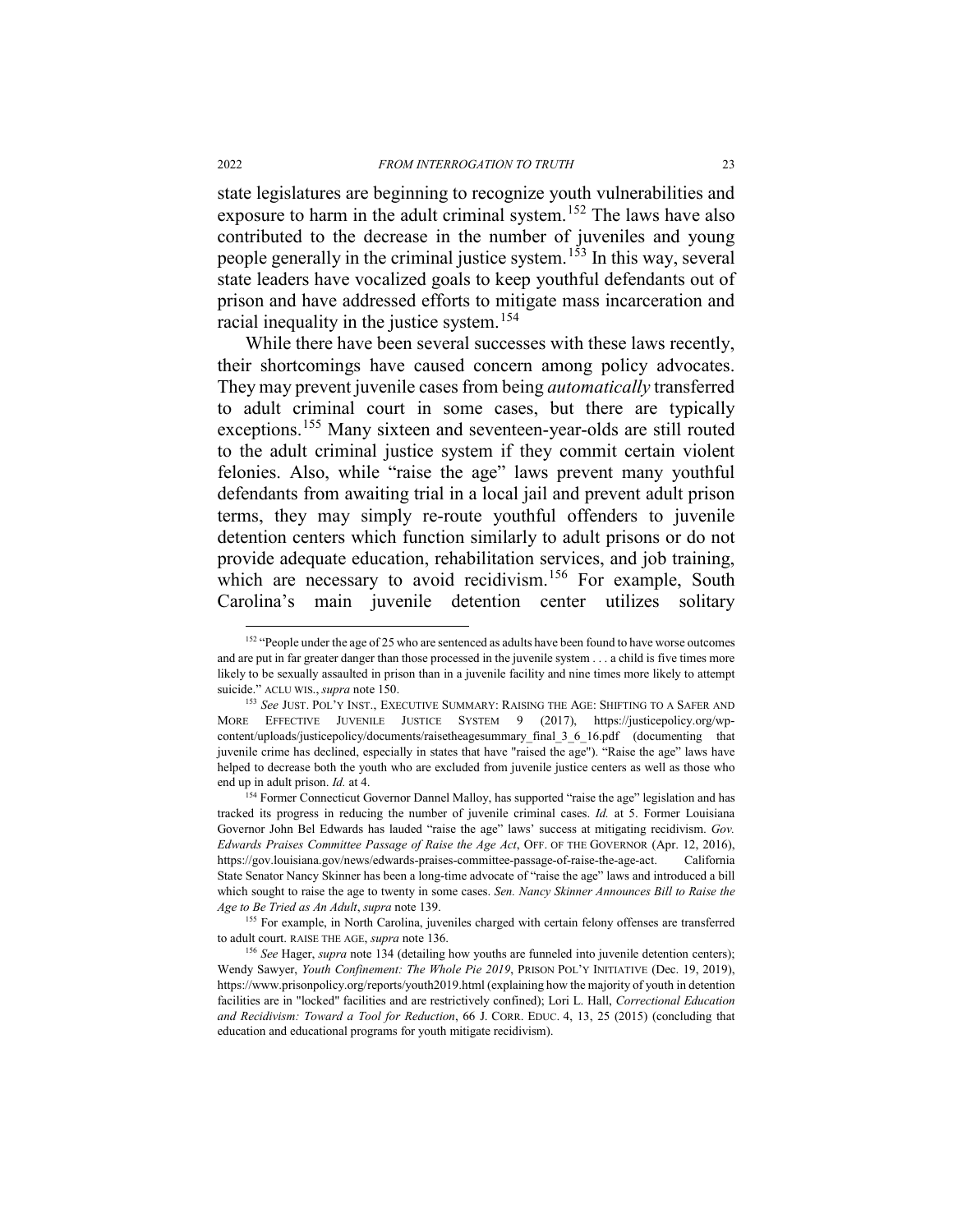state legislatures are beginning to recognize youth vulnerabilities and exposure to harm in the adult criminal system.[152] The laws have also contributed to the decrease in the number of juveniles and young people generally in the criminal justice system.[153] In this way, several state leaders have vocalized goals to keep youthful defendants out of prison and have addressed efforts to mitigate mass incarceration and racial inequality in the justice system.[154]

While there have been several successes with these laws recently, their shortcomings have caused concern among policy advocates. They may prevent juvenile cases from being *automatically* transferred to adult criminal court in some cases, but there are typically exceptions.[155] Many sixteen and seventeen-year-olds are still routed to the adult criminal justice system if they commit certain violent felonies. Also, while "raise the age" laws prevent many youthful defendants from awaiting trial in a local jail and prevent adult prison terms, they may simply re-route youthful offenders to juvenile detention centers which function similarly to adult prisons or do not provide adequate education, rehabilitation services, and job training, which are necessary to avoid recidivism.[156] For example, South Carolina's main juvenile detention center utilizes solitary

---

[152] "People under the age of 25 who are sentenced as adults have been found to have worse outcomes and are put in far greater danger than those processed in the juvenile system . . . a child is five times more likely to be sexually assaulted in prison than in a juvenile facility and nine times more likely to attempt suicide." ACLU WIS., *supra* note 150.

[153] *See* JUST. POL'Y INST., EXECUTIVE SUMMARY: RAISING THE AGE: SHIFTING TO A SAFER AND MORE EFFECTIVE JUVENILE JUSTICE SYSTEM 9 (2017), https://justicepolicy.org/wp-content/uploads/justicepolicy/documents/raisetheagesummary_final_3_6_16.pdf (documenting that juvenile crime has declined, especially in states that have "raised the age"). "Raise the age" laws have helped to decrease both the youth who are excluded from juvenile justice centers as well as those who end up in adult prison. *Id.* at 4.

[154] Former Connecticut Governor Dannel Malloy, has supported "raise the age" legislation and has tracked its progress in reducing the number of juvenile criminal cases. *Id.* at 5. Former Louisiana Governor John Bel Edwards has lauded "raise the age" laws' success at mitigating recidivism. *Gov. Edwards Praises Committee Passage of Raise the Age Act*, OFF. OF THE GOVERNOR (Apr. 12, 2016), https://gov.louisiana.gov/news/edwards-praises-committee-passage-of-raise-the-age-act. California State Senator Nancy Skinner has been a long-time advocate of "raise the age" laws and introduced a bill which sought to raise the age to twenty in some cases. *Sen. Nancy Skinner Announces Bill to Raise the Age to Be Tried as An Adult*, *supra* note 139.

[155] For example, in North Carolina, juveniles charged with certain felony offenses are transferred to adult court. RAISE THE AGE, *supra* note 136.

[156] *See* Hager, *supra* note 134 (detailing how youths are funneled into juvenile detention centers); Wendy Sawyer, *Youth Confinement: The Whole Pie 2019*, PRISON POL'Y INITIATIVE (Dec. 19, 2019), https://www.prisonpolicy.org/reports/youth2019.html (explaining how the majority of youth in detention facilities are in "locked" facilities and are restrictively confined); Lori L. Hall, *Correctional Education and Recidivism: Toward a Tool for Reduction*, 66 J. CORR. EDUC. 4, 13, 25 (2015) (concluding that education and educational programs for youth mitigate recidivism).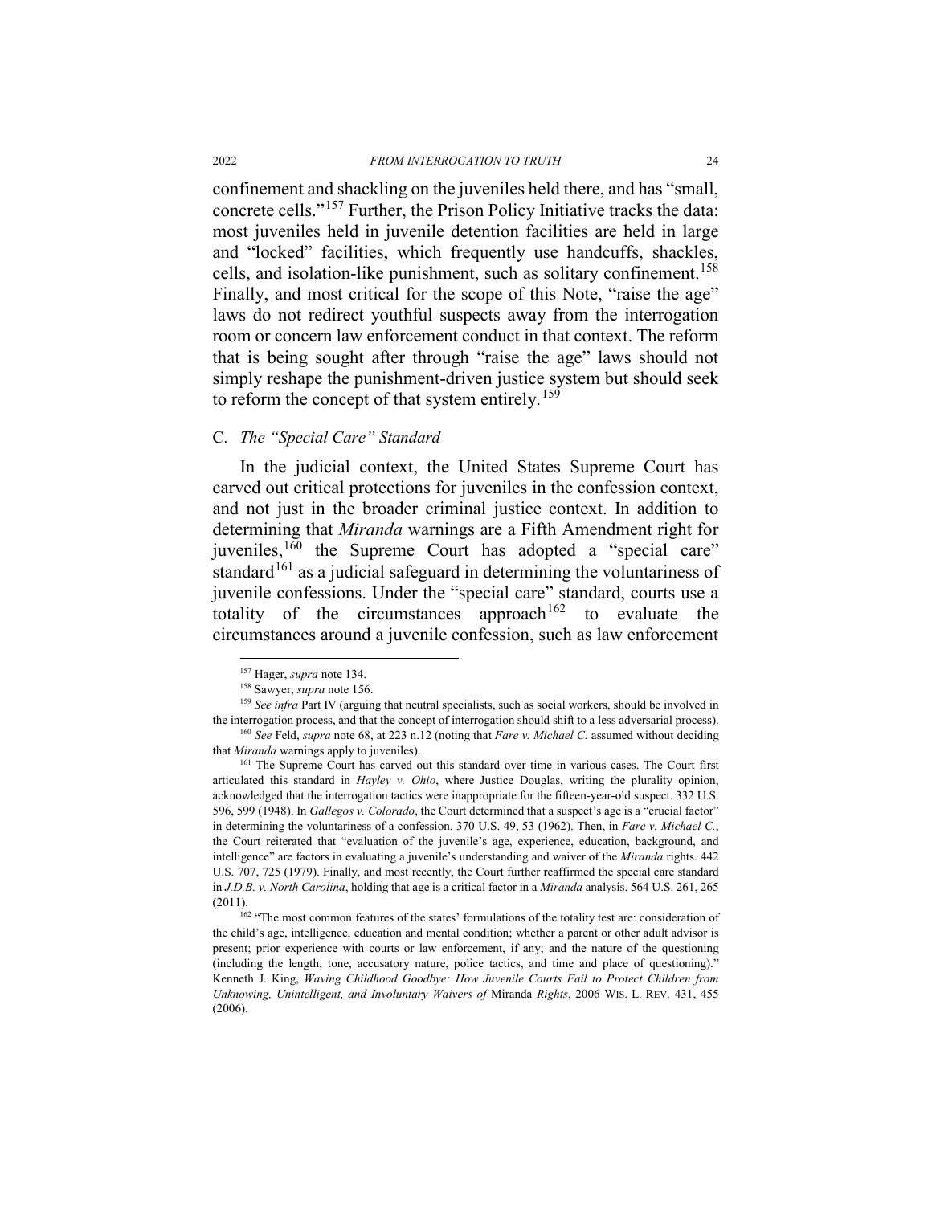confinement and shackling on the juveniles held there, and has "small, concrete cells."[157] Further, the Prison Policy Initiative tracks the data: most juveniles held in juvenile detention facilities are held in large and "locked" facilities, which frequently use handcuffs, shackles, cells, and isolation-like punishment, such as solitary confinement.[158] Finally, and most critical for the scope of this Note, "raise the age" laws do not redirect youthful suspects away from the interrogation room or concern law enforcement conduct in that context. The reform that is being sought after through "raise the age" laws should not simply reshape the punishment-driven justice system but should seek to reform the concept of that system entirely.[159]

### C. *The "Special Care" Standard*

In the judicial context, the United States Supreme Court has carved out critical protections for juveniles in the confession context, and not just in the broader criminal justice context. In addition to determining that *Miranda* warnings are a Fifth Amendment right for juveniles,[160] the Supreme Court has adopted a "special care" standard[161] as a judicial safeguard in determining the voluntariness of juvenile confessions. Under the "special care" standard, courts use a totality of the circumstances approach[162] to evaluate the circumstances around a juvenile confession, such as law enforcement

---

[157] Hager, *supra* note 134.

[158] Sawyer, *supra* note 156.

[159] *See infra* Part IV (arguing that neutral specialists, such as social workers, should be involved in the interrogation process, and that the concept of interrogation should shift to a less adversarial process).

[160] *See* Feld, *supra* note 68, at 223 n.12 (noting that *Fare v. Michael C.* assumed without deciding that *Miranda* warnings apply to juveniles).

[161] The Supreme Court has carved out this standard over time in various cases. The Court first articulated this standard in *Hayley v. Ohio*, where Justice Douglas, writing the plurality opinion, acknowledged that the interrogation tactics were inappropriate for the fifteen-year-old suspect. 332 U.S. 596, 599 (1948). In *Gallegos v. Colorado*, the Court determined that a suspect's age is a "crucial factor" in determining the voluntariness of a confession. 370 U.S. 49, 53 (1962). Then, in *Fare v. Michael C.*, the Court reiterated that "evaluation of the juvenile's age, experience, education, background, and intelligence" are factors in evaluating a juvenile's understanding and waiver of the *Miranda* rights. 442 U.S. 707, 725 (1979). Finally, and most recently, the Court further reaffirmed the special care standard in *J.D.B. v. North Carolina*, holding that age is a critical factor in a *Miranda* analysis. 564 U.S. 261, 265 (2011).

[162] "The most common features of the states' formulations of the totality test are: consideration of the child's age, intelligence, education and mental condition; whether a parent or other adult advisor is present; prior experience with courts or law enforcement, if any; and the nature of the questioning (including the length, tone, accusatory nature, police tactics, and time and place of questioning)." Kenneth J. King, *Waving Childhood Goodbye: How Juvenile Courts Fail to Protect Children from Unknowing, Unintelligent, and Involuntary Waivers of* Miranda *Rights*, 2006 WIS. L. REV. 431, 455 (2006).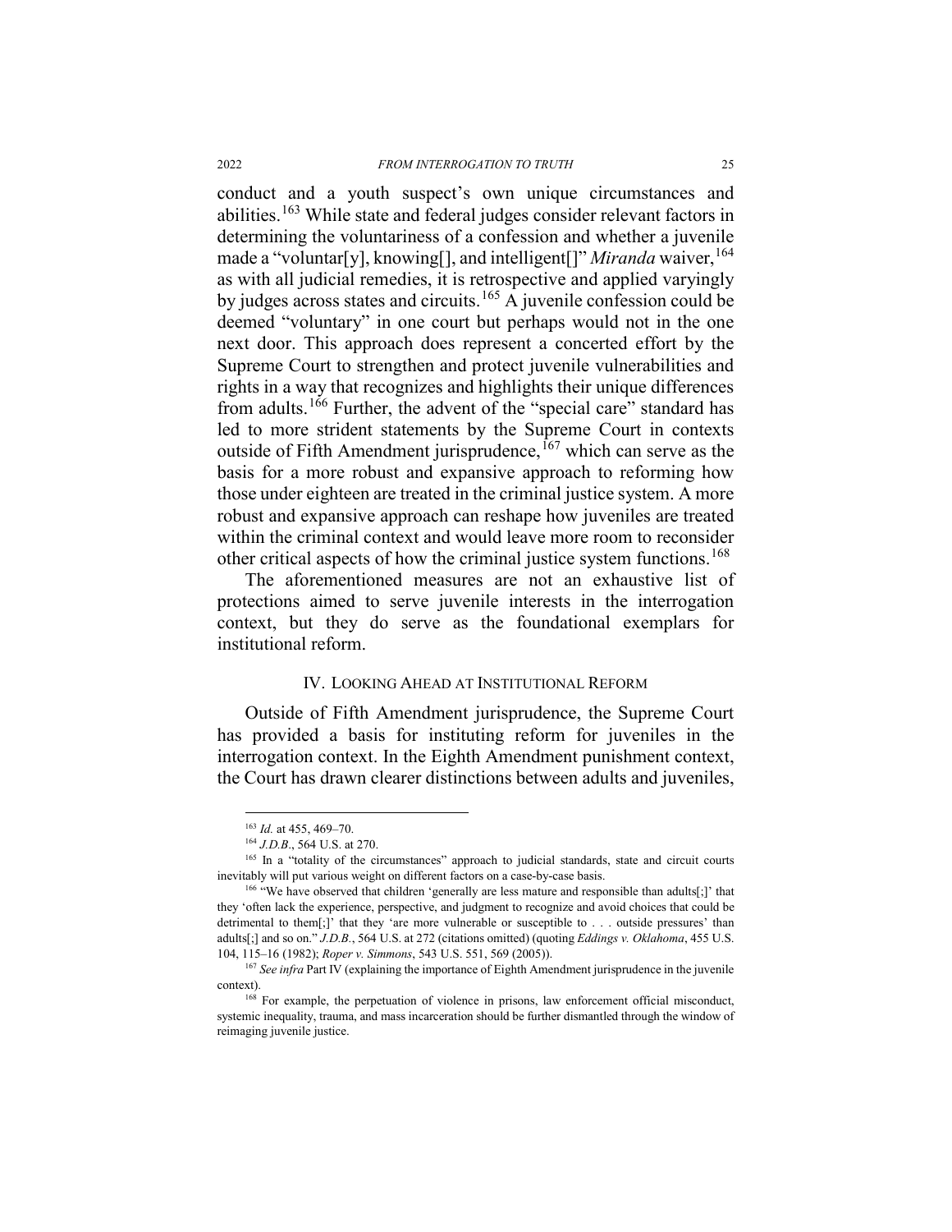conduct and a youth suspect's own unique circumstances and abilities.[163] While state and federal judges consider relevant factors in determining the voluntariness of a confession and whether a juvenile made a "voluntar[y], knowing[], and intelligent[]" *Miranda* waiver,[164] as with all judicial remedies, it is retrospective and applied varyingly by judges across states and circuits.[165] A juvenile confession could be deemed "voluntary" in one court but perhaps would not in the one next door. This approach does represent a concerted effort by the Supreme Court to strengthen and protect juvenile vulnerabilities and rights in a way that recognizes and highlights their unique differences from adults.[166] Further, the advent of the "special care" standard has led to more strident statements by the Supreme Court in contexts outside of Fifth Amendment jurisprudence,[167] which can serve as the basis for a more robust and expansive approach to reforming how those under eighteen are treated in the criminal justice system. A more robust and expansive approach can reshape how juveniles are treated within the criminal context and would leave more room to reconsider other critical aspects of how the criminal justice system functions.[168]

The aforementioned measures are not an exhaustive list of protections aimed to serve juvenile interests in the interrogation context, but they do serve as the foundational exemplars for institutional reform.

## IV. LOOKING AHEAD AT INSTITUTIONAL REFORM

Outside of Fifth Amendment jurisprudence, the Supreme Court has provided a basis for instituting reform for juveniles in the interrogation context. In the Eighth Amendment punishment context, the Court has drawn clearer distinctions between adults and juveniles,

---

[163] *Id.* at 455, 469–70.

[164] *J.D.B*., 564 U.S. at 270.

[165] In a "totality of the circumstances" approach to judicial standards, state and circuit courts inevitably will put various weight on different factors on a case-by-case basis.

[166] "We have observed that children 'generally are less mature and responsible than adults[;]' that they 'often lack the experience, perspective, and judgment to recognize and avoid choices that could be detrimental to them[;]' that they 'are more vulnerable or susceptible to . . . outside pressures' than adults[;] and so on." *J.D.B.*, 564 U.S. at 272 (citations omitted) (quoting *Eddings v. Oklahoma*, 455 U.S. 104, 115–16 (1982); *Roper v. Simmons*, 543 U.S. 551, 569 (2005)).

[167] *See infra* Part IV (explaining the importance of Eighth Amendment jurisprudence in the juvenile context).

[168] For example, the perpetuation of violence in prisons, law enforcement official misconduct, systemic inequality, trauma, and mass incarceration should be further dismantled through the window of reimaging juvenile justice.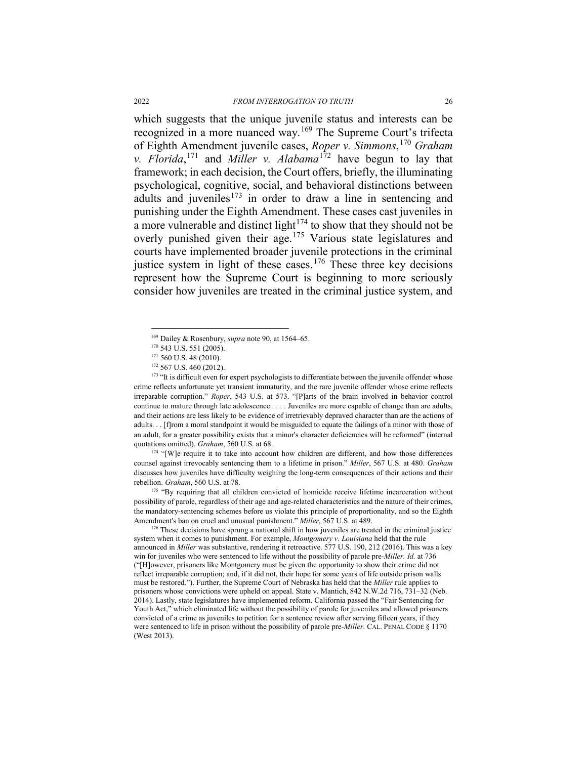which suggests that the unique juvenile status and interests can be recognized in a more nuanced way.[169] The Supreme Court's trifecta of Eighth Amendment juvenile cases, *Roper v. Simmons*,[170] *Graham v. Florida*,[171] and *Miller v. Alabama*[172] have begun to lay that framework; in each decision, the Court offers, briefly, the illuminating psychological, cognitive, social, and behavioral distinctions between adults and juveniles[173] in order to draw a line in sentencing and punishing under the Eighth Amendment. These cases cast juveniles in a more vulnerable and distinct light[174] to show that they should not be overly punished given their age.[175] Various state legislatures and courts have implemented broader juvenile protections in the criminal justice system in light of these cases.[176] These three key decisions represent how the Supreme Court is beginning to more seriously consider how juveniles are treated in the criminal justice system, and

---

[169] Dailey & Rosenbury, *supra* note 90, at 1564–65.

[170] 543 U.S. 551 (2005).

[171] 560 U.S. 48 (2010).

[172] 567 U.S. 460 (2012).

[173] "It is difficult even for expert psychologists to differentiate between the juvenile offender whose crime reflects unfortunate yet transient immaturity, and the rare juvenile offender whose crime reflects irreparable corruption." *Roper*, 543 U.S. at 573. "[P]arts of the brain involved in behavior control continue to mature through late adolescence . . . . Juveniles are more capable of change than are adults, and their actions are less likely to be evidence of irretrievably depraved character than are the actions of adults. . . [f]rom a moral standpoint it would be misguided to equate the failings of a minor with those of an adult, for a greater possibility exists that a minor's character deficiencies will be reformed" (internal quotations omitted). *Graham*, 560 U.S. at 68.

[174] "[W]e require it to take into account how children are different, and how those differences counsel against irrevocably sentencing them to a lifetime in prison." *Miller*, 567 U.S. at 480. *Graham* discusses how juveniles have difficulty weighing the long-term consequences of their actions and their rebellion. *Graham*, 560 U.S. at 78.

[175] "By requiring that all children convicted of homicide receive lifetime incarceration without possibility of parole, regardless of their age and age-related characteristics and the nature of their crimes, the mandatory-sentencing schemes before us violate this principle of proportionality, and so the Eighth Amendment's ban on cruel and unusual punishment." *Miller*, 567 U.S. at 489.

[176] These decisions have sprung a national shift in how juveniles are treated in the criminal justice system when it comes to punishment. For example, *Montgomery v. Louisiana* held that the rule announced in *Miller* was substantive, rendering it retroactive. 577 U.S. 190, 212 (2016). This was a key win for juveniles who were sentenced to life without the possibility of parole pre-*Miller*. *Id.* at 736 ("[H]owever, prisoners like Montgomery must be given the opportunity to show their crime did not reflect irreparable corruption; and, if it did not, their hope for some years of life outside prison walls must be restored."). Further, the Supreme Court of Nebraska has held that the *Miller* rule applies to prisoners whose convictions were upheld on appeal. State v. Mantich, 842 N.W.2d 716, 731–32 (Neb. 2014). Lastly, state legislatures have implemented reform. California passed the "Fair Sentencing for Youth Act," which eliminated life without the possibility of parole for juveniles and allowed prisoners convicted of a crime as juveniles to petition for a sentence review after serving fifteen years, if they were sentenced to life in prison without the possibility of parole pre-*Miller*. CAL. PENAL CODE § 1170 (West 2013).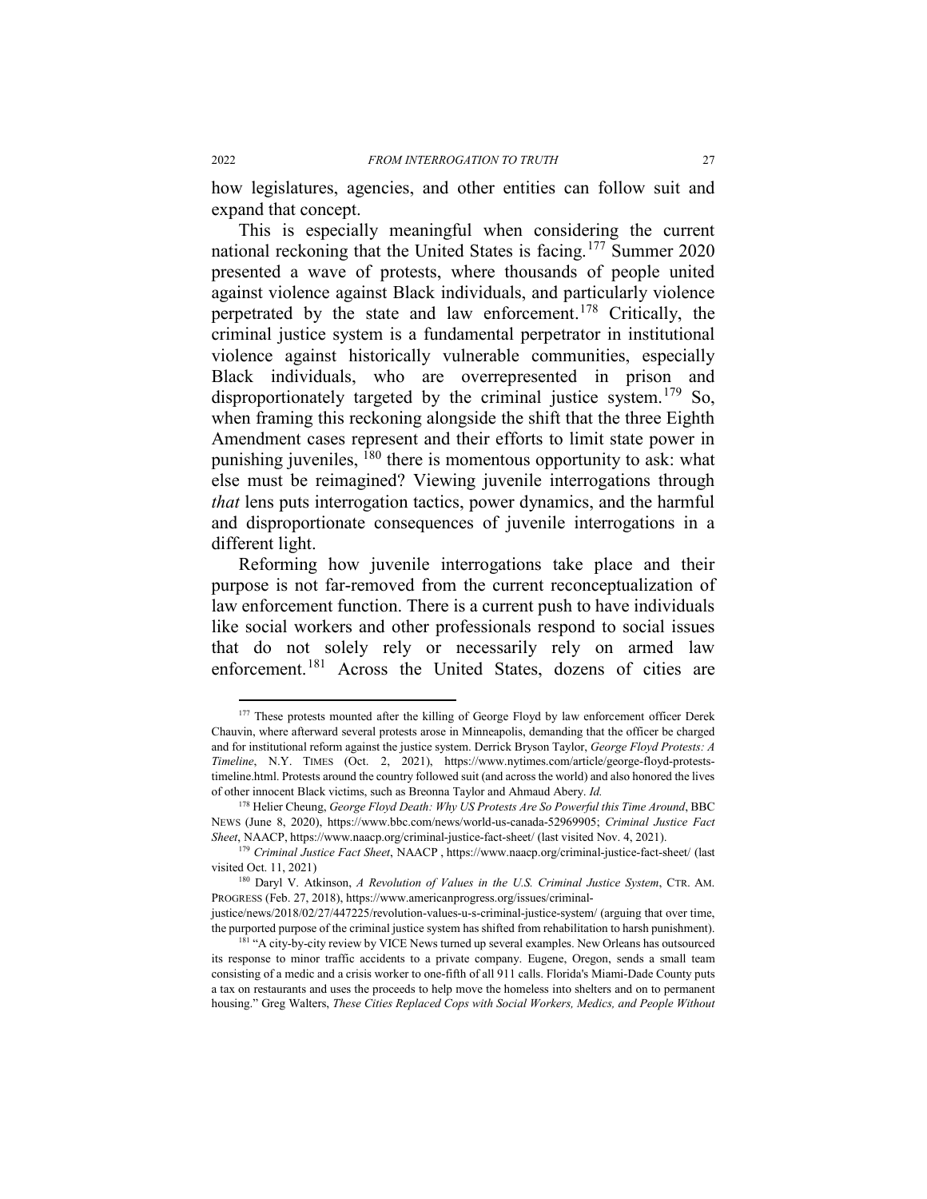how legislatures, agencies, and other entities can follow suit and expand that concept.

This is especially meaningful when considering the current national reckoning that the United States is facing.[177] Summer 2020 presented a wave of protests, where thousands of people united against violence against Black individuals, and particularly violence perpetrated by the state and law enforcement.[178] Critically, the criminal justice system is a fundamental perpetrator in institutional violence against historically vulnerable communities, especially Black individuals, who are overrepresented in prison and disproportionately targeted by the criminal justice system.[179] So, when framing this reckoning alongside the shift that the three Eighth Amendment cases represent and their efforts to limit state power in punishing juveniles,[180] there is momentous opportunity to ask: what else must be reimagined? Viewing juvenile interrogations through *that* lens puts interrogation tactics, power dynamics, and the harmful and disproportionate consequences of juvenile interrogations in a different light.

Reforming how juvenile interrogations take place and their purpose is not far-removed from the current reconceptualization of law enforcement function. There is a current push to have individuals like social workers and other professionals respond to social issues that do not solely rely or necessarily rely on armed law enforcement.[181] Across the United States, dozens of cities are

---

[177] These protests mounted after the killing of George Floyd by law enforcement officer Derek Chauvin, where afterward several protests arose in Minneapolis, demanding that the officer be charged and for institutional reform against the justice system. Derrick Bryson Taylor, *George Floyd Protests: A Timeline*, N.Y. TIMES (Oct. 2, 2021), https://www.nytimes.com/article/george-floyd-protests-timeline.html. Protests around the country followed suit (and across the world) and also honored the lives of other innocent Black victims, such as Breonna Taylor and Ahmaud Abery. *Id.*

[178] Helier Cheung, *George Floyd Death: Why US Protests Are So Powerful this Time Around*, BBC NEWS (June 8, 2020), https://www.bbc.com/news/world-us-canada-52969905; *Criminal Justice Fact Sheet*, NAACP, https://www.naacp.org/criminal-justice-fact-sheet/ (last visited Nov. 4, 2021).

[179] *Criminal Justice Fact Sheet*, NAACP , https://www.naacp.org/criminal-justice-fact-sheet/ (last visited Oct. 11, 2021)

[180] Daryl V. Atkinson, *A Revolution of Values in the U.S. Criminal Justice System*, CTR. AM. PROGRESS (Feb. 27, 2018), https://www.americanprogress.org/issues/criminal-justice/news/2018/02/27/447225/revolution-values-u-s-criminal-justice-system/ (arguing that over time, the purported purpose of the criminal justice system has shifted from rehabilitation to harsh punishment).

[181] "A city-by-city review by VICE News turned up several examples. New Orleans has outsourced its response to minor traffic accidents to a private company. Eugene, Oregon, sends a small team consisting of a medic and a crisis worker to one-fifth of all 911 calls. Florida's Miami-Dade County puts a tax on restaurants and uses the proceeds to help move the homeless into shelters and on to permanent housing." Greg Walters, *These Cities Replaced Cops with Social Workers, Medics, and People Without*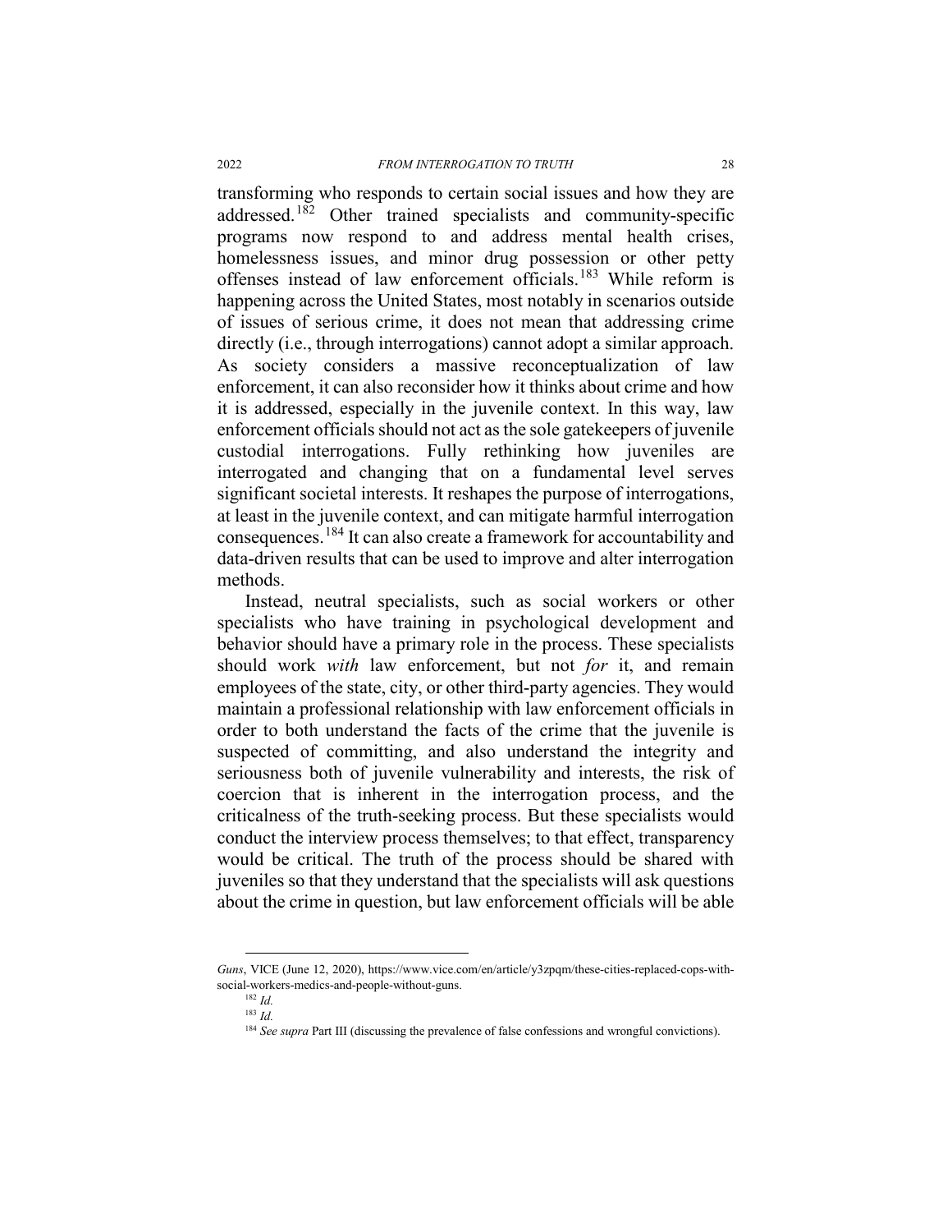transforming who responds to certain social issues and how they are addressed.[182] Other trained specialists and community-specific programs now respond to and address mental health crises, homelessness issues, and minor drug possession or other petty offenses instead of law enforcement officials.[183] While reform is happening across the United States, most notably in scenarios outside of issues of serious crime, it does not mean that addressing crime directly (i.e., through interrogations) cannot adopt a similar approach. As society considers a massive reconceptualization of law enforcement, it can also reconsider how it thinks about crime and how it is addressed, especially in the juvenile context. In this way, law enforcement officials should not act as the sole gatekeepers of juvenile custodial interrogations. Fully rethinking how juveniles are interrogated and changing that on a fundamental level serves significant societal interests. It reshapes the purpose of interrogations, at least in the juvenile context, and can mitigate harmful interrogation consequences.[184] It can also create a framework for accountability and data-driven results that can be used to improve and alter interrogation methods.

Instead, neutral specialists, such as social workers or other specialists who have training in psychological development and behavior should have a primary role in the process. These specialists should work *with* law enforcement, but not *for* it, and remain employees of the state, city, or other third-party agencies. They would maintain a professional relationship with law enforcement officials in order to both understand the facts of the crime that the juvenile is suspected of committing, and also understand the integrity and seriousness both of juvenile vulnerability and interests, the risk of coercion that is inherent in the interrogation process, and the criticalness of the truth-seeking process. But these specialists would conduct the interview process themselves; to that effect, transparency would be critical. The truth of the process should be shared with juveniles so that they understand that the specialists will ask questions about the crime in question, but law enforcement officials will be able

---

*Guns*, VICE (June 12, 2020), https://www.vice.com/en/article/y3zpqm/these-cities-replaced-cops-with-social-workers-medics-and-people-without-guns.

[182] *Id.*

[183] *Id.*

[184] *See supra* Part III (discussing the prevalence of false confessions and wrongful convictions).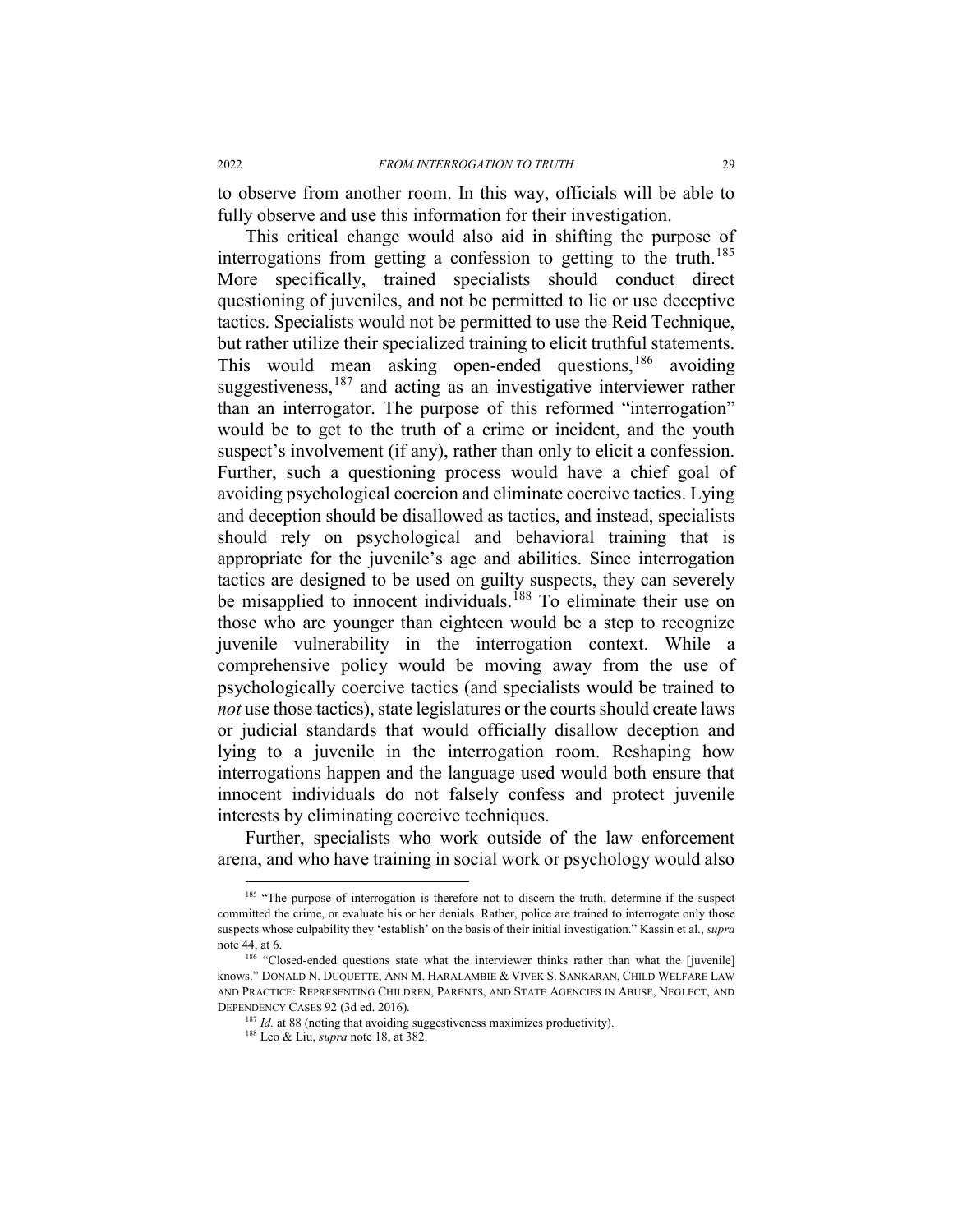to observe from another room. In this way, officials will be able to fully observe and use this information for their investigation.

This critical change would also aid in shifting the purpose of interrogations from getting a confession to getting to the truth.[185] More specifically, trained specialists should conduct direct questioning of juveniles, and not be permitted to lie or use deceptive tactics. Specialists would not be permitted to use the Reid Technique, but rather utilize their specialized training to elicit truthful statements. This would mean asking open-ended questions,[186] avoiding suggestiveness,[187] and acting as an investigative interviewer rather than an interrogator. The purpose of this reformed "interrogation" would be to get to the truth of a crime or incident, and the youth suspect's involvement (if any), rather than only to elicit a confession. Further, such a questioning process would have a chief goal of avoiding psychological coercion and eliminate coercive tactics. Lying and deception should be disallowed as tactics, and instead, specialists should rely on psychological and behavioral training that is appropriate for the juvenile's age and abilities. Since interrogation tactics are designed to be used on guilty suspects, they can severely be misapplied to innocent individuals.[188] To eliminate their use on those who are younger than eighteen would be a step to recognize juvenile vulnerability in the interrogation context. While a comprehensive policy would be moving away from the use of psychologically coercive tactics (and specialists would be trained to *not* use those tactics), state legislatures or the courts should create laws or judicial standards that would officially disallow deception and lying to a juvenile in the interrogation room. Reshaping how interrogations happen and the language used would both ensure that innocent individuals do not falsely confess and protect juvenile interests by eliminating coercive techniques.

Further, specialists who work outside of the law enforcement arena, and who have training in social work or psychology would also

---

[185] "The purpose of interrogation is therefore not to discern the truth, determine if the suspect committed the crime, or evaluate his or her denials. Rather, police are trained to interrogate only those suspects whose culpability they 'establish' on the basis of their initial investigation." Kassin et al., *supra* note 44, at 6.

[186] "Closed-ended questions state what the interviewer thinks rather than what the [juvenile] knows." DONALD N. DUQUETTE, ANN M. HARALAMBIE & VIVEK S. SANKARAN, CHILD WELFARE LAW AND PRACTICE: REPRESENTING CHILDREN, PARENTS, AND STATE AGENCIES IN ABUSE, NEGLECT, AND DEPENDENCY CASES 92 (3d ed. 2016).

[187] *Id.* at 88 (noting that avoiding suggestiveness maximizes productivity).

[188] Leo & Liu, *supra* note 18, at 382.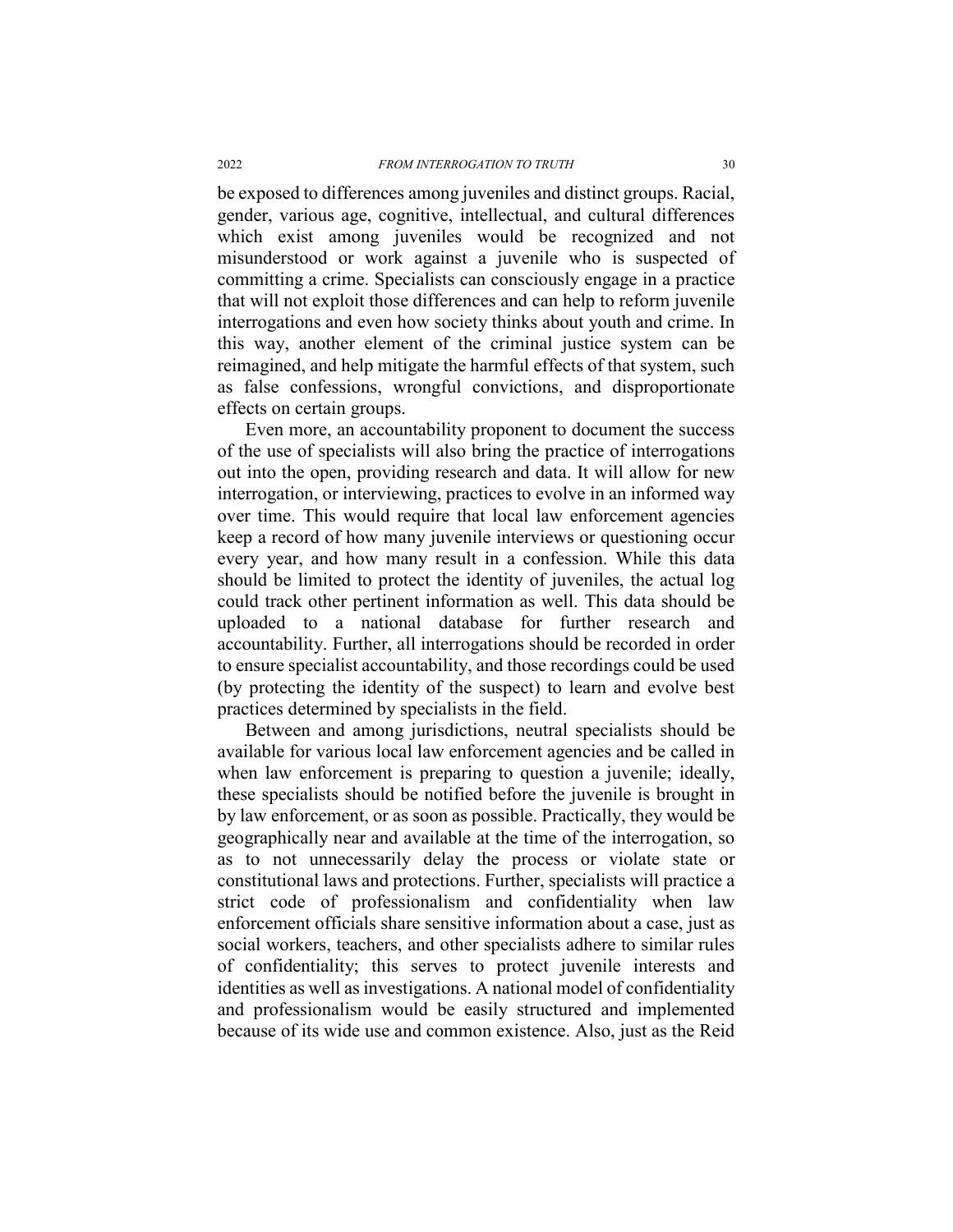be exposed to differences among juveniles and distinct groups. Racial, gender, various age, cognitive, intellectual, and cultural differences which exist among juveniles would be recognized and not misunderstood or work against a juvenile who is suspected of committing a crime. Specialists can consciously engage in a practice that will not exploit those differences and can help to reform juvenile interrogations and even how society thinks about youth and crime. In this way, another element of the criminal justice system can be reimagined, and help mitigate the harmful effects of that system, such as false confessions, wrongful convictions, and disproportionate effects on certain groups.

Even more, an accountability proponent to document the success of the use of specialists will also bring the practice of interrogations out into the open, providing research and data. It will allow for new interrogation, or interviewing, practices to evolve in an informed way over time. This would require that local law enforcement agencies keep a record of how many juvenile interviews or questioning occur every year, and how many result in a confession. While this data should be limited to protect the identity of juveniles, the actual log could track other pertinent information as well. This data should be uploaded to a national database for further research and accountability. Further, all interrogations should be recorded in order to ensure specialist accountability, and those recordings could be used (by protecting the identity of the suspect) to learn and evolve best practices determined by specialists in the field.

Between and among jurisdictions, neutral specialists should be available for various local law enforcement agencies and be called in when law enforcement is preparing to question a juvenile; ideally, these specialists should be notified before the juvenile is brought in by law enforcement, or as soon as possible. Practically, they would be geographically near and available at the time of the interrogation, so as to not unnecessarily delay the process or violate state or constitutional laws and protections. Further, specialists will practice a strict code of professionalism and confidentiality when law enforcement officials share sensitive information about a case, just as social workers, teachers, and other specialists adhere to similar rules of confidentiality; this serves to protect juvenile interests and identities as well as investigations. A national model of confidentiality and professionalism would be easily structured and implemented because of its wide use and common existence. Also, just as the Reid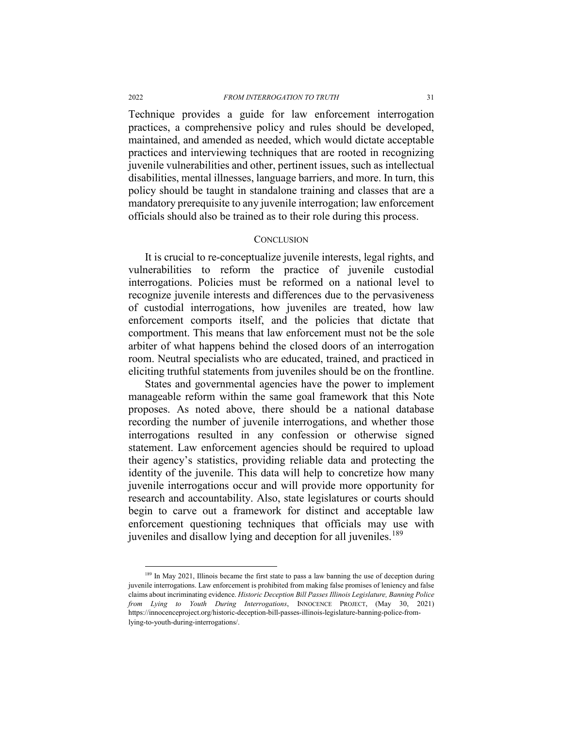Technique provides a guide for law enforcement interrogation practices, a comprehensive policy and rules should be developed, maintained, and amended as needed, which would dictate acceptable practices and interviewing techniques that are rooted in recognizing juvenile vulnerabilities and other, pertinent issues, such as intellectual disabilities, mental illnesses, language barriers, and more. In turn, this policy should be taught in standalone training and classes that are a mandatory prerequisite to any juvenile interrogation; law enforcement officials should also be trained as to their role during this process.

## CONCLUSION

It is crucial to re-conceptualize juvenile interests, legal rights, and vulnerabilities to reform the practice of juvenile custodial interrogations. Policies must be reformed on a national level to recognize juvenile interests and differences due to the pervasiveness of custodial interrogations, how juveniles are treated, how law enforcement comports itself, and the policies that dictate that comportment. This means that law enforcement must not be the sole arbiter of what happens behind the closed doors of an interrogation room. Neutral specialists who are educated, trained, and practiced in eliciting truthful statements from juveniles should be on the frontline.

States and governmental agencies have the power to implement manageable reform within the same goal framework that this Note proposes. As noted above, there should be a national database recording the number of juvenile interrogations, and whether those interrogations resulted in any confession or otherwise signed statement. Law enforcement agencies should be required to upload their agency's statistics, providing reliable data and protecting the identity of the juvenile. This data will help to concretize how many juvenile interrogations occur and will provide more opportunity for research and accountability. Also, state legislatures or courts should begin to carve out a framework for distinct and acceptable law enforcement questioning techniques that officials may use with juveniles and disallow lying and deception for all juveniles.[189]

---

[189] In May 2021, Illinois became the first state to pass a law banning the use of deception during juvenile interrogations. Law enforcement is prohibited from making false promises of leniency and false claims about incriminating evidence. ***Historic Deception Bill Passes Illinois Legislature, Banning Police from Lying to Youth During Interrogations***, INNOCENCE PROJECT, (May 30, 2021) https://innocenceproject.org/historic-deception-bill-passes-illinois-legislature-banning-police-from-lying-to-youth-during-interrogations/.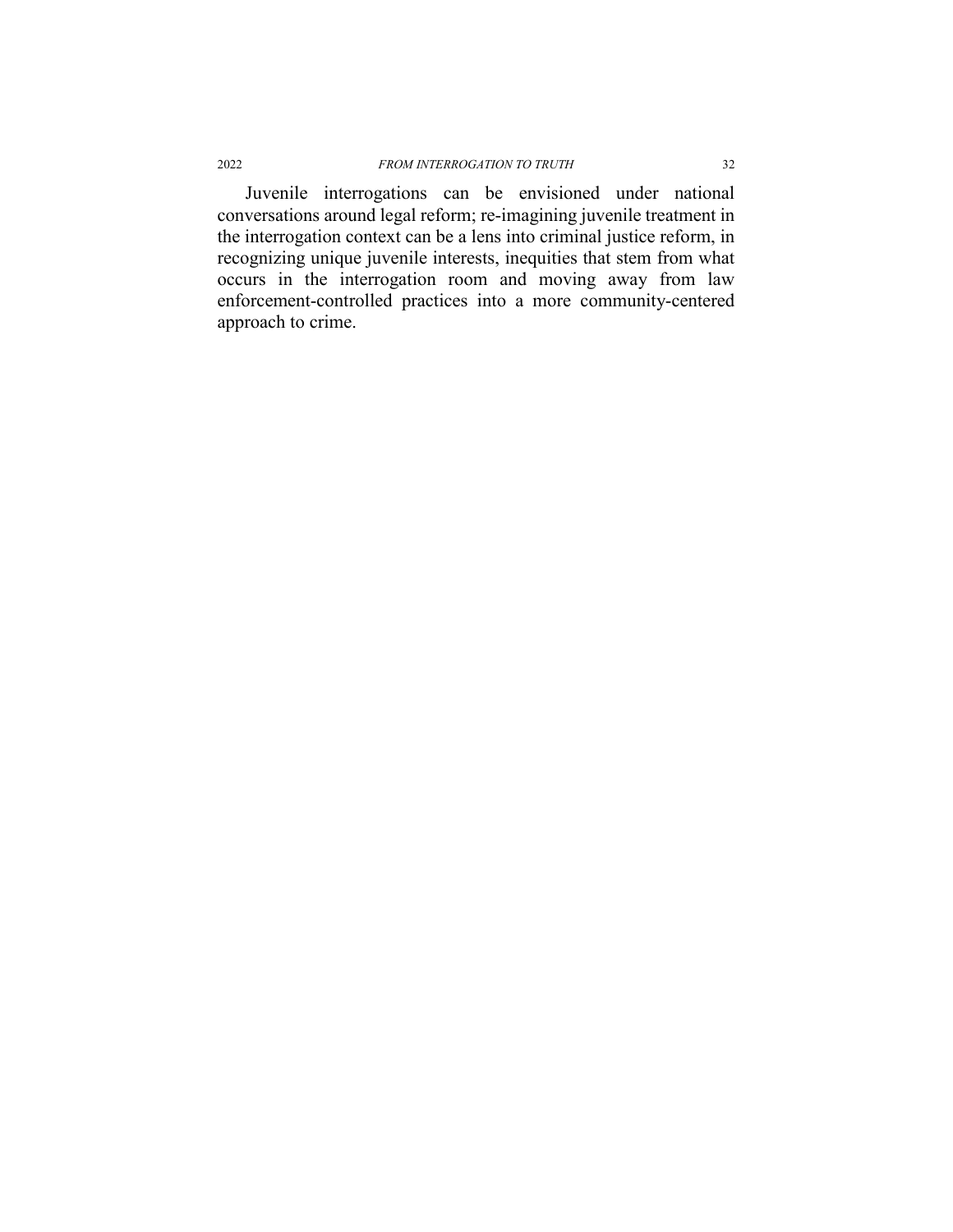Juvenile interrogations can be envisioned under national conversations around legal reform; re-imagining juvenile treatment in the interrogation context can be a lens into criminal justice reform, in recognizing unique juvenile interests, inequities that stem from what occurs in the interrogation room and moving away from law enforcement-controlled practices into a more community-centered approach to crime.